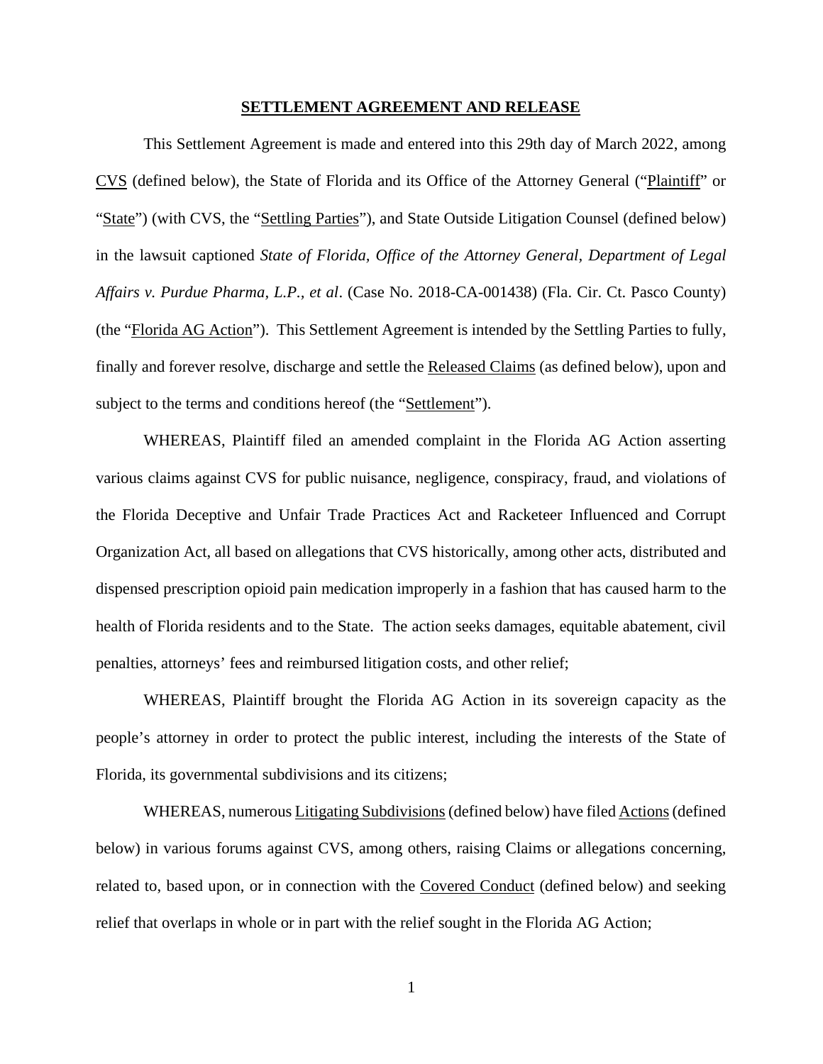**SETTLEMENT AGREEMENT AND RELEASE**

This Settlement Agreement is made and entered into this 29th day of March 2022, among CVS (defined below), the State of Florida and its Office of the Attorney General ("Plaintiff" or "State") (with CVS, the "Settling Parties"), and State Outside Litigation Counsel (defined below) in the lawsuit captioned *State of Florida, Office of the Attorney General, Department of Legal Affairs v. Purdue Pharma, L.P., et al*. (Case No. 2018-CA-001438) (Fla. Cir. Ct. Pasco County) (the "Florida AG Action"). This Settlement Agreement is intended by the Settling Parties to fully, finally and forever resolve, discharge and settle the Released Claims (as defined below), upon and subject to the terms and conditions hereof (the "Settlement").

WHEREAS, Plaintiff filed an amended complaint in the Florida AG Action asserting various claims against CVS for public nuisance, negligence, conspiracy, fraud, and violations of the Florida Deceptive and Unfair Trade Practices Act and Racketeer Influenced and Corrupt Organization Act, all based on allegations that CVS historically, among other acts, distributed and dispensed prescription opioid pain medication improperly in a fashion that has caused harm to the health of Florida residents and to the State. The action seeks damages, equitable abatement, civil penalties, attorneys' fees and reimbursed litigation costs, and other relief;

WHEREAS, Plaintiff brought the Florida AG Action in its sovereign capacity as the people's attorney in order to protect the public interest, including the interests of the State of Florida, its governmental subdivisions and its citizens;

WHEREAS, numerous Litigating Subdivisions (defined below) have filed Actions (defined below) in various forums against CVS, among others, raising Claims or allegations concerning, related to, based upon, or in connection with the Covered Conduct (defined below) and seeking relief that overlaps in whole or in part with the relief sought in the Florida AG Action;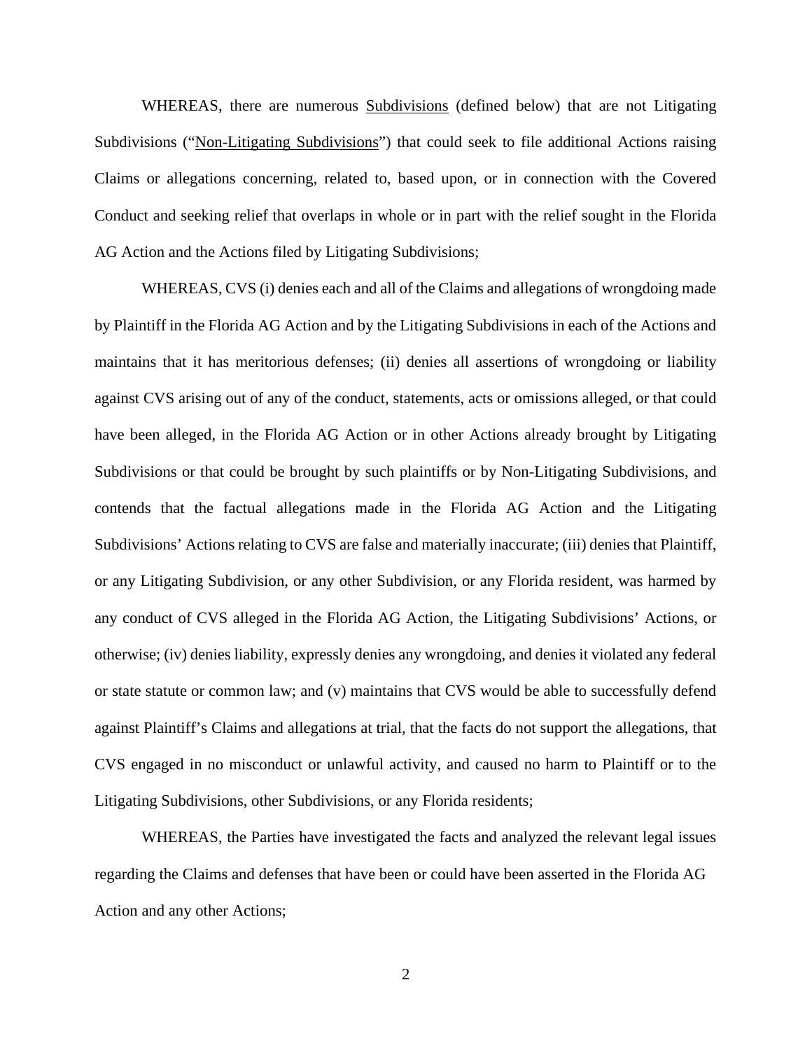WHEREAS, there are numerous Subdivisions (defined below) that are not Litigating Subdivisions ("Non-Litigating Subdivisions") that could seek to file additional Actions raising Claims or allegations concerning, related to, based upon, or in connection with the Covered Conduct and seeking relief that overlaps in whole or in part with the relief sought in the Florida AG Action and the Actions filed by Litigating Subdivisions;

WHEREAS, CVS (i) denies each and all of the Claims and allegations of wrongdoing made by Plaintiff in the Florida AG Action and by the Litigating Subdivisions in each of the Actions and maintains that it has meritorious defenses; (ii) denies all assertions of wrongdoing or liability against CVS arising out of any of the conduct, statements, acts or omissions alleged, or that could have been alleged, in the Florida AG Action or in other Actions already brought by Litigating Subdivisions or that could be brought by such plaintiffs or by Non-Litigating Subdivisions, and contends that the factual allegations made in the Florida AG Action and the Litigating Subdivisions' Actions relating to CVS are false and materially inaccurate; (iii) denies that Plaintiff, or any Litigating Subdivision, or any other Subdivision, or any Florida resident, was harmed by any conduct of CVS alleged in the Florida AG Action, the Litigating Subdivisions' Actions, or otherwise; (iv) denies liability, expressly denies any wrongdoing, and denies it violated any federal or state statute or common law; and (v) maintains that CVS would be able to successfully defend against Plaintiff's Claims and allegations at trial, that the facts do not support the allegations, that CVS engaged in no misconduct or unlawful activity, and caused no harm to Plaintiff or to the Litigating Subdivisions, other Subdivisions, or any Florida residents;

WHEREAS, the Parties have investigated the facts and analyzed the relevant legal issues regarding the Claims and defenses that have been or could have been asserted in the Florida AG Action and any other Actions;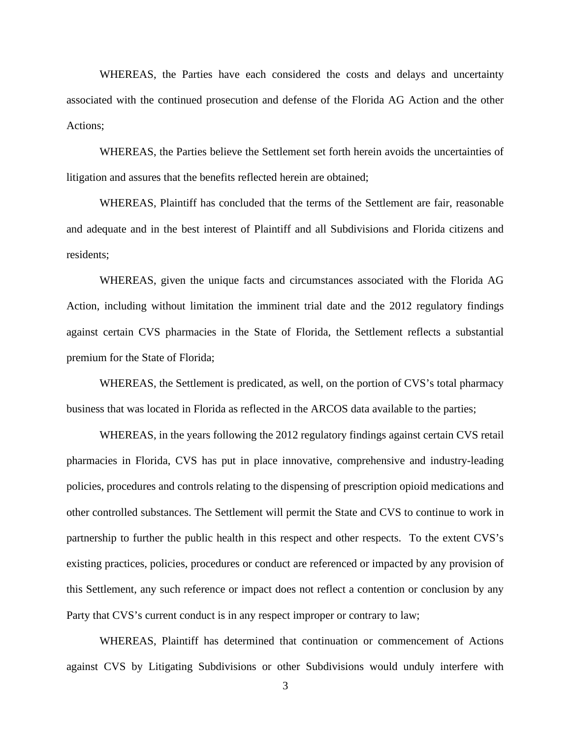WHEREAS, the Parties have each considered the costs and delays and uncertainty associated with the continued prosecution and defense of the Florida AG Action and the other Actions;

WHEREAS, the Parties believe the Settlement set forth herein avoids the uncertainties of litigation and assures that the benefits reflected herein are obtained;

WHEREAS, Plaintiff has concluded that the terms of the Settlement are fair, reasonable and adequate and in the best interest of Plaintiff and all Subdivisions and Florida citizens and residents;

WHEREAS, given the unique facts and circumstances associated with the Florida AG Action, including without limitation the imminent trial date and the 2012 regulatory findings against certain CVS pharmacies in the State of Florida, the Settlement reflects a substantial premium for the State of Florida;

WHEREAS, the Settlement is predicated, as well, on the portion of CVS's total pharmacy business that was located in Florida as reflected in the ARCOS data available to the parties;

WHEREAS, in the years following the 2012 regulatory findings against certain CVS retail pharmacies in Florida, CVS has put in place innovative, comprehensive and industry-leading policies, procedures and controls relating to the dispensing of prescription opioid medications and other controlled substances. The Settlement will permit the State and CVS to continue to work in partnership to further the public health in this respect and other respects. To the extent CVS's existing practices, policies, procedures or conduct are referenced or impacted by any provision of this Settlement, any such reference or impact does not reflect a contention or conclusion by any Party that CVS's current conduct is in any respect improper or contrary to law;

WHEREAS, Plaintiff has determined that continuation or commencement of Actions against CVS by Litigating Subdivisions or other Subdivisions would unduly interfere with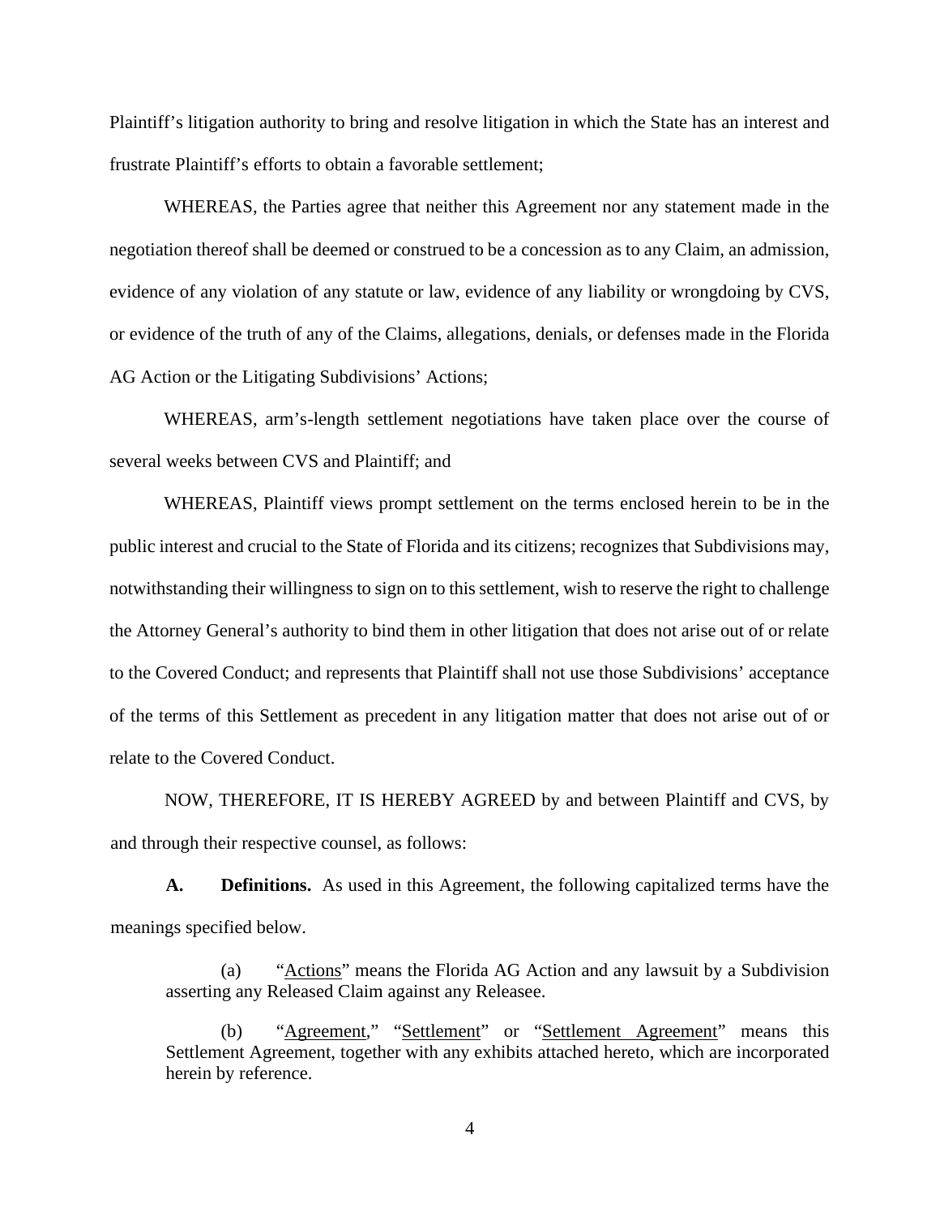Plaintiff's litigation authority to bring and resolve litigation in which the State has an interest and frustrate Plaintiff's efforts to obtain a favorable settlement;

WHEREAS, the Parties agree that neither this Agreement nor any statement made in the negotiation thereof shall be deemed or construed to be a concession as to any Claim, an admission, evidence of any violation of any statute or law, evidence of any liability or wrongdoing by CVS, or evidence of the truth of any of the Claims, allegations, denials, or defenses made in the Florida AG Action or the Litigating Subdivisions' Actions;

WHEREAS, arm's-length settlement negotiations have taken place over the course of several weeks between CVS and Plaintiff; and

WHEREAS, Plaintiff views prompt settlement on the terms enclosed herein to be in the public interest and crucial to the State of Florida and its citizens; recognizes that Subdivisions may, notwithstanding their willingness to sign on to this settlement, wish to reserve the right to challenge the Attorney General's authority to bind them in other litigation that does not arise out of or relate to the Covered Conduct; and represents that Plaintiff shall not use those Subdivisions' acceptance of the terms of this Settlement as precedent in any litigation matter that does not arise out of or relate to the Covered Conduct.

NOW, THEREFORE, IT IS HEREBY AGREED by and between Plaintiff and CVS, by and through their respective counsel, as follows:

**A. Definitions.** As used in this Agreement, the following capitalized terms have the meanings specified below.

(a) "Actions" means the Florida AG Action and any lawsuit by a Subdivision asserting any Released Claim against any Releasee.

(b) "Agreement," "Settlement" or "Settlement Agreement" means this Settlement Agreement, together with any exhibits attached hereto, which are incorporated herein by reference.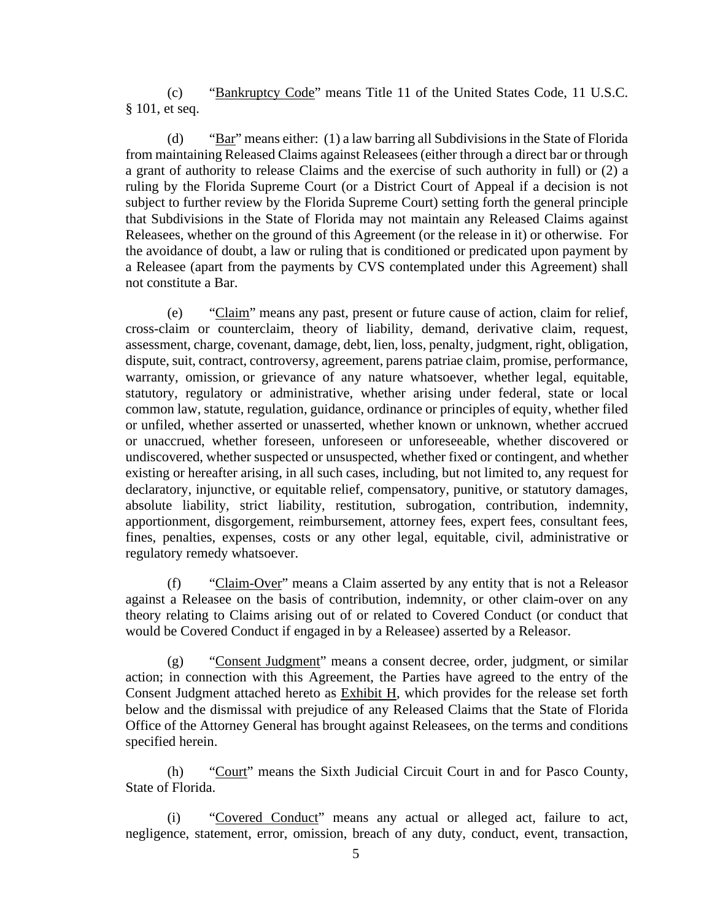(c) "Bankruptcy Code" means Title 11 of the United States Code, 11 U.S.C. § 101, et seq.

(d) "Bar" means either: (1) a law barring all Subdivisions in the State of Florida from maintaining Released Claims against Releasees (either through a direct bar or through a grant of authority to release Claims and the exercise of such authority in full) or (2) a ruling by the Florida Supreme Court (or a District Court of Appeal if a decision is not subject to further review by the Florida Supreme Court) setting forth the general principle that Subdivisions in the State of Florida may not maintain any Released Claims against Releasees, whether on the ground of this Agreement (or the release in it) or otherwise. For the avoidance of doubt, a law or ruling that is conditioned or predicated upon payment by a Releasee (apart from the payments by CVS contemplated under this Agreement) shall not constitute a Bar.

(e) "Claim" means any past, present or future cause of action, claim for relief, cross-claim or counterclaim, theory of liability, demand, derivative claim, request, assessment, charge, covenant, damage, debt, lien, loss, penalty, judgment, right, obligation, dispute, suit, contract, controversy, agreement, parens patriae claim, promise, performance, warranty, omission, or grievance of any nature whatsoever, whether legal, equitable, statutory, regulatory or administrative, whether arising under federal, state or local common law, statute, regulation, guidance, ordinance or principles of equity, whether filed or unfiled, whether asserted or unasserted, whether known or unknown, whether accrued or unaccrued, whether foreseen, unforeseen or unforeseeable, whether discovered or undiscovered, whether suspected or unsuspected, whether fixed or contingent, and whether existing or hereafter arising, in all such cases, including, but not limited to, any request for declaratory, injunctive, or equitable relief, compensatory, punitive, or statutory damages, absolute liability, strict liability, restitution, subrogation, contribution, indemnity, apportionment, disgorgement, reimbursement, attorney fees, expert fees, consultant fees, fines, penalties, expenses, costs or any other legal, equitable, civil, administrative or regulatory remedy whatsoever.

(f) "Claim-Over" means a Claim asserted by any entity that is not a Releasor against a Releasee on the basis of contribution, indemnity, or other claim-over on any theory relating to Claims arising out of or related to Covered Conduct (or conduct that would be Covered Conduct if engaged in by a Releasee) asserted by a Releasor.

(g) "Consent Judgment" means a consent decree, order, judgment, or similar action; in connection with this Agreement, the Parties have agreed to the entry of the Consent Judgment attached hereto as Exhibit H, which provides for the release set forth below and the dismissal with prejudice of any Released Claims that the State of Florida Office of the Attorney General has brought against Releasees, on the terms and conditions specified herein.

(h) "Court" means the Sixth Judicial Circuit Court in and for Pasco County, State of Florida.

(i) "Covered Conduct" means any actual or alleged act, failure to act, negligence, statement, error, omission, breach of any duty, conduct, event, transaction,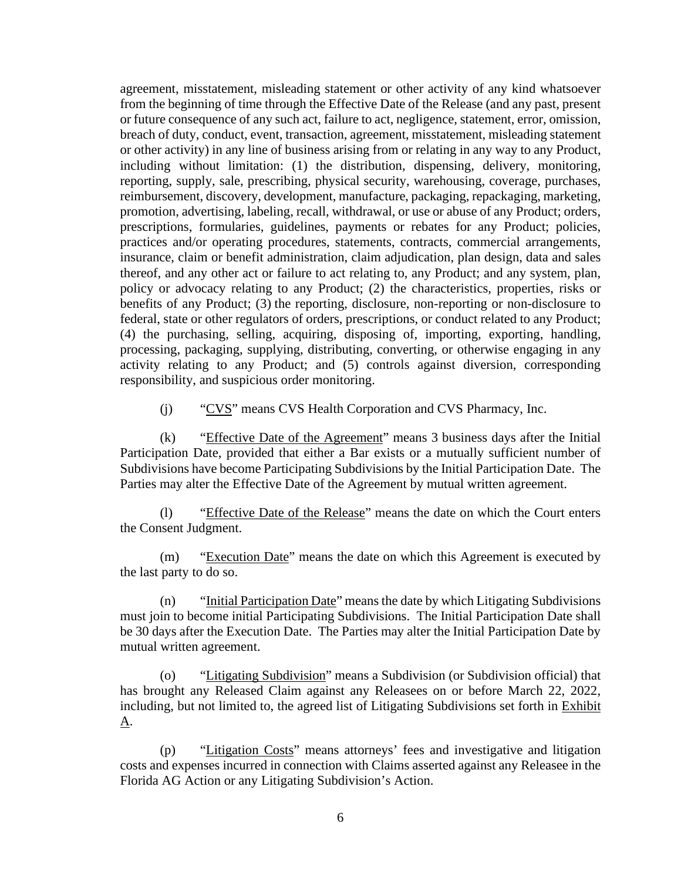agreement, misstatement, misleading statement or other activity of any kind whatsoever from the beginning of time through the Effective Date of the Release (and any past, present or future consequence of any such act, failure to act, negligence, statement, error, omission, breach of duty, conduct, event, transaction, agreement, misstatement, misleading statement or other activity) in any line of business arising from or relating in any way to any Product, including without limitation: (1) the distribution, dispensing, delivery, monitoring, reporting, supply, sale, prescribing, physical security, warehousing, coverage, purchases, reimbursement, discovery, development, manufacture, packaging, repackaging, marketing, promotion, advertising, labeling, recall, withdrawal, or use or abuse of any Product; orders, prescriptions, formularies, guidelines, payments or rebates for any Product; policies, practices and/or operating procedures, statements, contracts, commercial arrangements, insurance, claim or benefit administration, claim adjudication, plan design, data and sales thereof, and any other act or failure to act relating to, any Product; and any system, plan, policy or advocacy relating to any Product; (2) the characteristics, properties, risks or benefits of any Product; (3) the reporting, disclosure, non-reporting or non-disclosure to federal, state or other regulators of orders, prescriptions, or conduct related to any Product; (4) the purchasing, selling, acquiring, disposing of, importing, exporting, handling, processing, packaging, supplying, distributing, converting, or otherwise engaging in any activity relating to any Product; and (5) controls against diversion, corresponding responsibility, and suspicious order monitoring.

(j) "CVS" means CVS Health Corporation and CVS Pharmacy, Inc.

(k) "Effective Date of the Agreement" means 3 business days after the Initial Participation Date, provided that either a Bar exists or a mutually sufficient number of Subdivisions have become Participating Subdivisions by the Initial Participation Date. The Parties may alter the Effective Date of the Agreement by mutual written agreement.

(l) "Effective Date of the Release" means the date on which the Court enters the Consent Judgment.

(m) "Execution Date" means the date on which this Agreement is executed by the last party to do so.

(n) "Initial Participation Date" means the date by which Litigating Subdivisions must join to become initial Participating Subdivisions. The Initial Participation Date shall be 30 days after the Execution Date. The Parties may alter the Initial Participation Date by mutual written agreement.

(o) "Litigating Subdivision" means a Subdivision (or Subdivision official) that has brought any Released Claim against any Releasees on or before March 22, 2022, including, but not limited to, the agreed list of Litigating Subdivisions set forth in Exhibit A.

(p) "Litigation Costs" means attorneys' fees and investigative and litigation costs and expenses incurred in connection with Claims asserted against any Releasee in the Florida AG Action or any Litigating Subdivision's Action.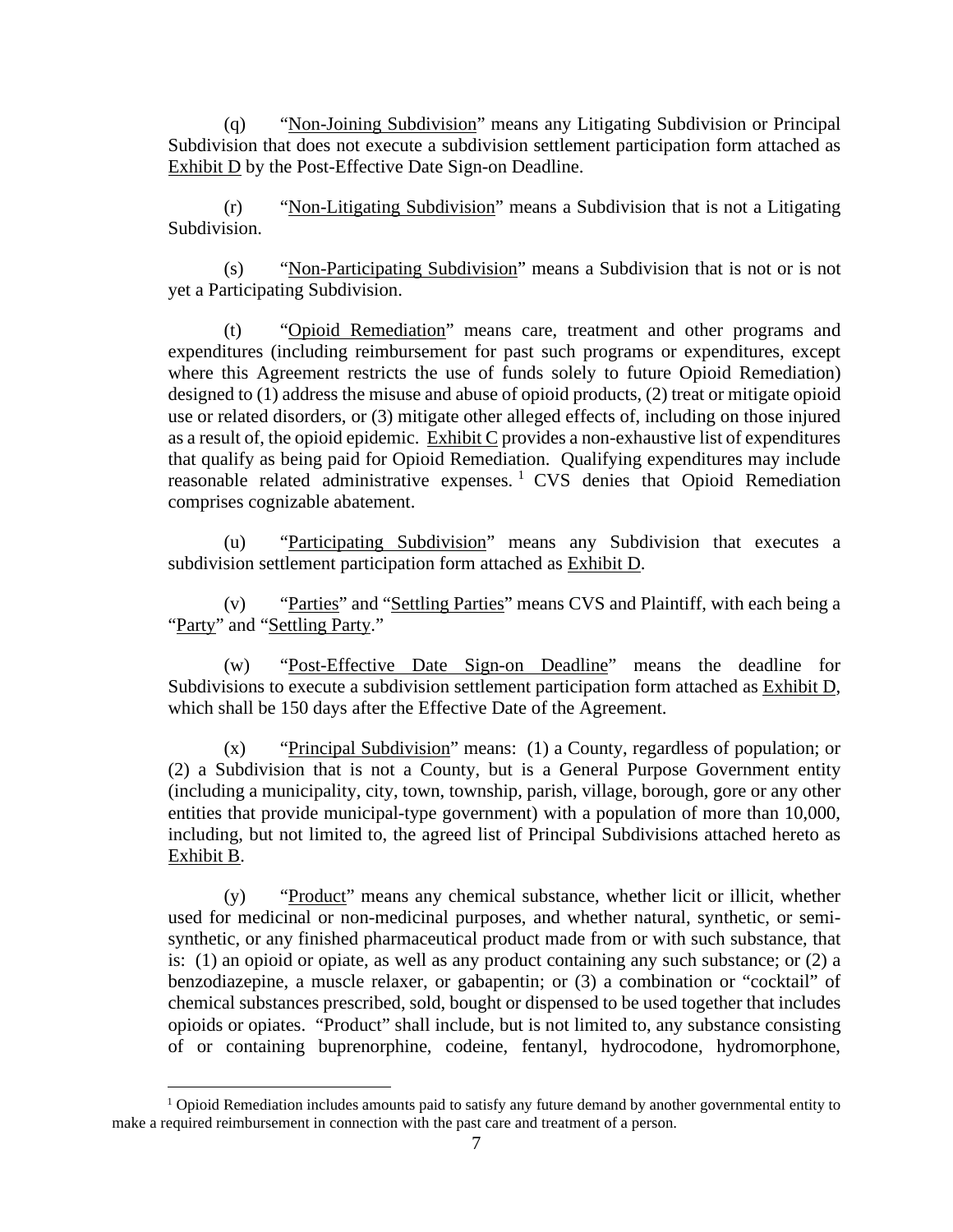(q) "Non-Joining Subdivision" means any Litigating Subdivision or Principal Subdivision that does not execute a subdivision settlement participation form attached as Exhibit D by the Post-Effective Date Sign-on Deadline.

(r) "Non-Litigating Subdivision" means a Subdivision that is not a Litigating Subdivision.

(s) "Non-Participating Subdivision" means a Subdivision that is not or is not yet a Participating Subdivision.

(t) "Opioid Remediation" means care, treatment and other programs and expenditures (including reimbursement for past such programs or expenditures, except where this Agreement restricts the use of funds solely to future Opioid Remediation) designed to (1) address the misuse and abuse of opioid products, (2) treat or mitigate opioid use or related disorders, or (3) mitigate other alleged effects of, including on those injured as a result of, the opioid epidemic. Exhibit C provides a non-exhaustive list of expenditures that qualify as being paid for Opioid Remediation. Qualifying expenditures may include reasonable related administrative expenses.[1] CVS denies that Opioid Remediation comprises cognizable abatement.

(u) "Participating Subdivision" means any Subdivision that executes a subdivision settlement participation form attached as Exhibit D.

(v) "Parties" and "Settling Parties" means CVS and Plaintiff, with each being a "Party" and "Settling Party."

(w) "Post-Effective Date Sign-on Deadline" means the deadline for Subdivisions to execute a subdivision settlement participation form attached as Exhibit D, which shall be 150 days after the Effective Date of the Agreement.

(x) "Principal Subdivision" means: (1) a County, regardless of population; or (2) a Subdivision that is not a County, but is a General Purpose Government entity (including a municipality, city, town, township, parish, village, borough, gore or any other entities that provide municipal-type government) with a population of more than 10,000, including, but not limited to, the agreed list of Principal Subdivisions attached hereto as Exhibit B.

(y) "Product" means any chemical substance, whether licit or illicit, whether used for medicinal or non-medicinal purposes, and whether natural, synthetic, or semi-synthetic, or any finished pharmaceutical product made from or with such substance, that is: (1) an opioid or opiate, as well as any product containing any such substance; or (2) a benzodiazepine, a muscle relaxer, or gabapentin; or (3) a combination or "cocktail" of chemical substances prescribed, sold, bought or dispensed to be used together that includes opioids or opiates. "Product" shall include, but is not limited to, any substance consisting of or containing buprenorphine, codeine, fentanyl, hydrocodone, hydromorphone,

[1] Opioid Remediation includes amounts paid to satisfy any future demand by another governmental entity to make a required reimbursement in connection with the past care and treatment of a person.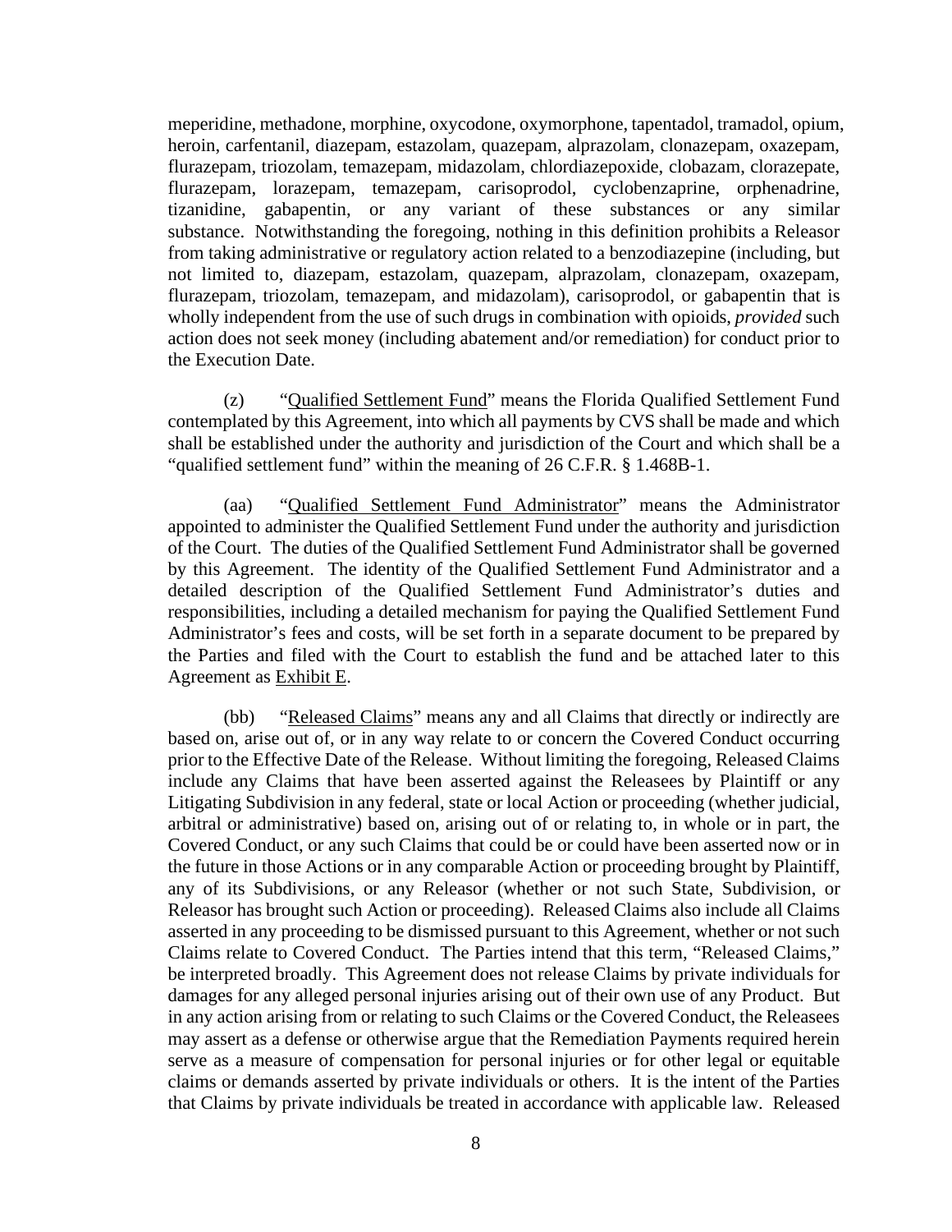meperidine, methadone, morphine, oxycodone, oxymorphone, tapentadol, tramadol, opium, heroin, carfentanil, diazepam, estazolam, quazepam, alprazolam, clonazepam, oxazepam, flurazepam, triozolam, temazepam, midazolam, chlordiazepoxide, clobazam, clorazepate, flurazepam, lorazepam, temazepam, carisoprodol, cyclobenzaprine, orphenadrine, tizanidine, gabapentin, or any variant of these substances or any similar substance. Notwithstanding the foregoing, nothing in this definition prohibits a Releasor from taking administrative or regulatory action related to a benzodiazepine (including, but not limited to, diazepam, estazolam, quazepam, alprazolam, clonazepam, oxazepam, flurazepam, triozolam, temazepam, and midazolam), carisoprodol, or gabapentin that is wholly independent from the use of such drugs in combination with opioids, *provided* such action does not seek money (including abatement and/or remediation) for conduct prior to the Execution Date.

(z) "Qualified Settlement Fund" means the Florida Qualified Settlement Fund contemplated by this Agreement, into which all payments by CVS shall be made and which shall be established under the authority and jurisdiction of the Court and which shall be a "qualified settlement fund" within the meaning of 26 C.F.R. § 1.468B-1.

(aa) "Qualified Settlement Fund Administrator" means the Administrator appointed to administer the Qualified Settlement Fund under the authority and jurisdiction of the Court. The duties of the Qualified Settlement Fund Administrator shall be governed by this Agreement. The identity of the Qualified Settlement Fund Administrator and a detailed description of the Qualified Settlement Fund Administrator's duties and responsibilities, including a detailed mechanism for paying the Qualified Settlement Fund Administrator's fees and costs, will be set forth in a separate document to be prepared by the Parties and filed with the Court to establish the fund and be attached later to this Agreement as Exhibit E.

(bb) "Released Claims" means any and all Claims that directly or indirectly are based on, arise out of, or in any way relate to or concern the Covered Conduct occurring prior to the Effective Date of the Release. Without limiting the foregoing, Released Claims include any Claims that have been asserted against the Releasees by Plaintiff or any Litigating Subdivision in any federal, state or local Action or proceeding (whether judicial, arbitral or administrative) based on, arising out of or relating to, in whole or in part, the Covered Conduct, or any such Claims that could be or could have been asserted now or in the future in those Actions or in any comparable Action or proceeding brought by Plaintiff, any of its Subdivisions, or any Releasor (whether or not such State, Subdivision, or Releasor has brought such Action or proceeding). Released Claims also include all Claims asserted in any proceeding to be dismissed pursuant to this Agreement, whether or not such Claims relate to Covered Conduct. The Parties intend that this term, "Released Claims," be interpreted broadly. This Agreement does not release Claims by private individuals for damages for any alleged personal injuries arising out of their own use of any Product. But in any action arising from or relating to such Claims or the Covered Conduct, the Releasees may assert as a defense or otherwise argue that the Remediation Payments required herein serve as a measure of compensation for personal injuries or for other legal or equitable claims or demands asserted by private individuals or others. It is the intent of the Parties that Claims by private individuals be treated in accordance with applicable law. Released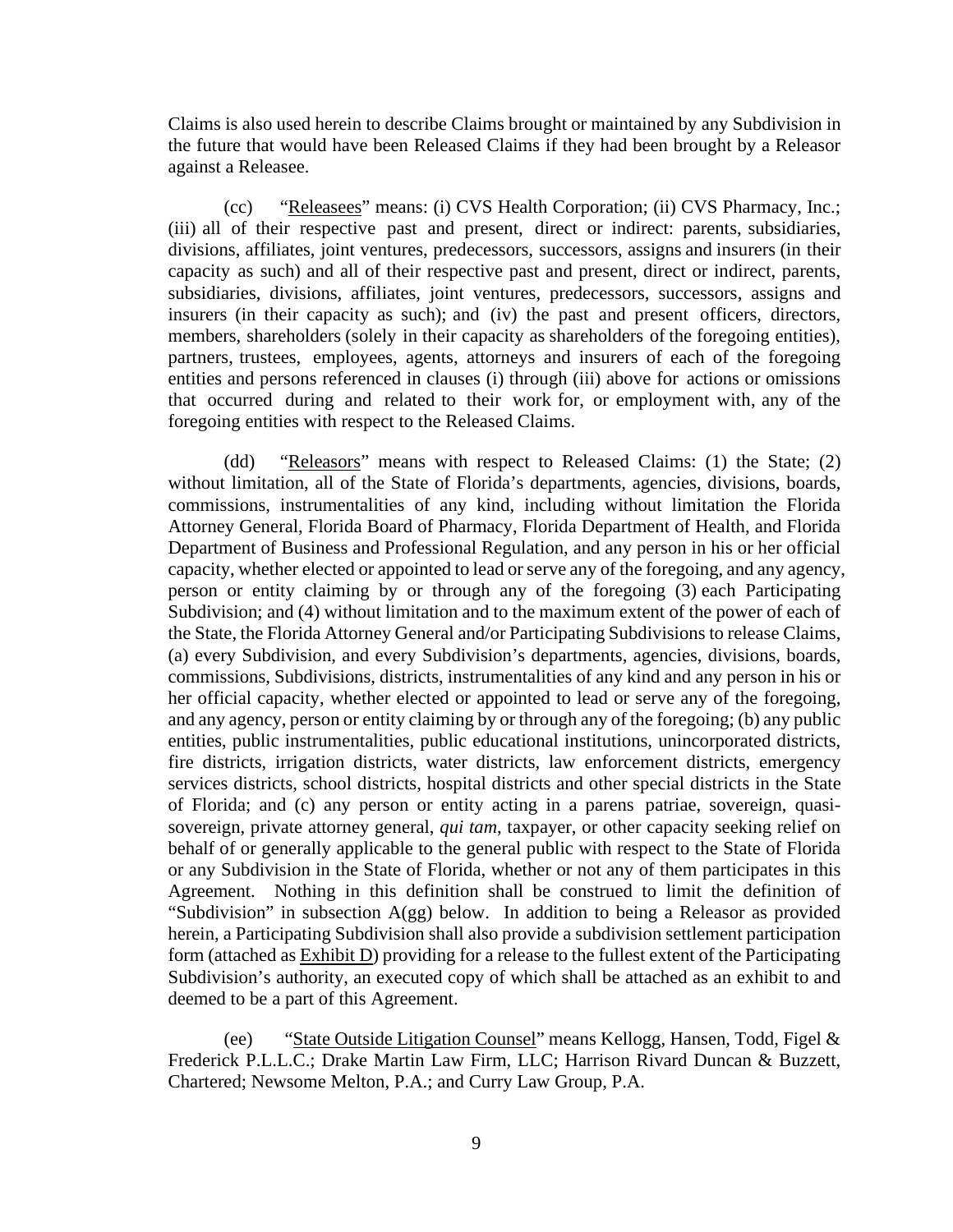Claims is also used herein to describe Claims brought or maintained by any Subdivision in the future that would have been Released Claims if they had been brought by a Releasor against a Releasee.

(cc) "Releasees" means: (i) CVS Health Corporation; (ii) CVS Pharmacy, Inc.; (iii) all of their respective past and present, direct or indirect: parents, subsidiaries, divisions, affiliates, joint ventures, predecessors, successors, assigns and insurers (in their capacity as such) and all of their respective past and present, direct or indirect, parents, subsidiaries, divisions, affiliates, joint ventures, predecessors, successors, assigns and insurers (in their capacity as such); and (iv) the past and present officers, directors, members, shareholders (solely in their capacity as shareholders of the foregoing entities), partners, trustees, employees, agents, attorneys and insurers of each of the foregoing entities and persons referenced in clauses (i) through (iii) above for actions or omissions that occurred during and related to their work for, or employment with, any of the foregoing entities with respect to the Released Claims.

(dd) "Releasors" means with respect to Released Claims: (1) the State; (2) without limitation, all of the State of Florida's departments, agencies, divisions, boards, commissions, instrumentalities of any kind, including without limitation the Florida Attorney General, Florida Board of Pharmacy, Florida Department of Health, and Florida Department of Business and Professional Regulation, and any person in his or her official capacity, whether elected or appointed to lead or serve any of the foregoing, and any agency, person or entity claiming by or through any of the foregoing (3) each Participating Subdivision; and (4) without limitation and to the maximum extent of the power of each of the State, the Florida Attorney General and/or Participating Subdivisions to release Claims, (a) every Subdivision, and every Subdivision's departments, agencies, divisions, boards, commissions, Subdivisions, districts, instrumentalities of any kind and any person in his or her official capacity, whether elected or appointed to lead or serve any of the foregoing, and any agency, person or entity claiming by or through any of the foregoing; (b) any public entities, public instrumentalities, public educational institutions, unincorporated districts, fire districts, irrigation districts, water districts, law enforcement districts, emergency services districts, school districts, hospital districts and other special districts in the State of Florida; and (c) any person or entity acting in a parens patriae, sovereign, quasi-sovereign, private attorney general, *qui tam*, taxpayer, or other capacity seeking relief on behalf of or generally applicable to the general public with respect to the State of Florida or any Subdivision in the State of Florida, whether or not any of them participates in this Agreement. Nothing in this definition shall be construed to limit the definition of "Subdivision" in subsection A(gg) below. In addition to being a Releasor as provided herein, a Participating Subdivision shall also provide a subdivision settlement participation form (attached as Exhibit D) providing for a release to the fullest extent of the Participating Subdivision's authority, an executed copy of which shall be attached as an exhibit to and deemed to be a part of this Agreement.

(ee) "State Outside Litigation Counsel" means Kellogg, Hansen, Todd, Figel & Frederick P.L.L.C.; Drake Martin Law Firm, LLC; Harrison Rivard Duncan & Buzzett, Chartered; Newsome Melton, P.A.; and Curry Law Group, P.A.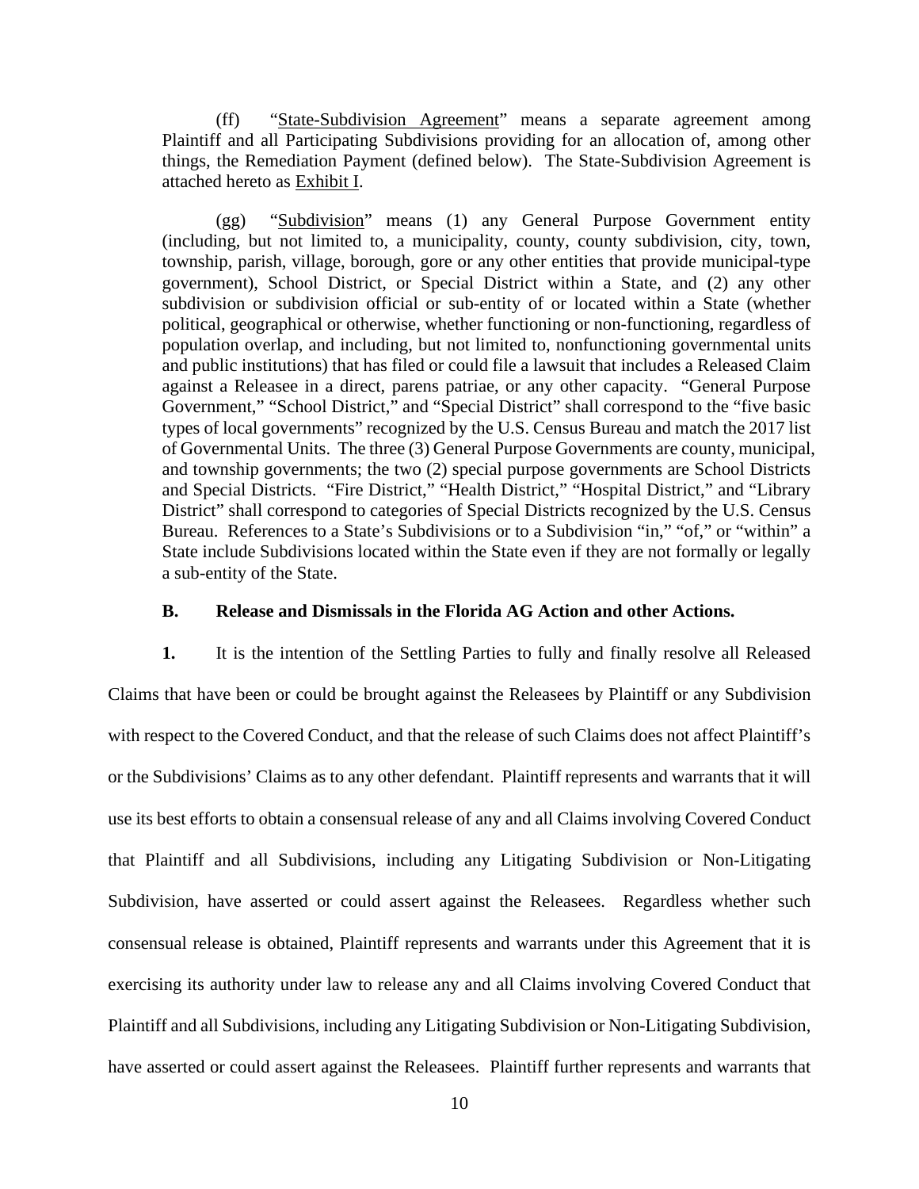(ff) "State-Subdivision Agreement" means a separate agreement among Plaintiff and all Participating Subdivisions providing for an allocation of, among other things, the Remediation Payment (defined below). The State-Subdivision Agreement is attached hereto as Exhibit I.

(gg) "Subdivision" means (1) any General Purpose Government entity (including, but not limited to, a municipality, county, county subdivision, city, town, township, parish, village, borough, gore or any other entities that provide municipal-type government), School District, or Special District within a State, and (2) any other subdivision or subdivision official or sub-entity of or located within a State (whether political, geographical or otherwise, whether functioning or non-functioning, regardless of population overlap, and including, but not limited to, nonfunctioning governmental units and public institutions) that has filed or could file a lawsuit that includes a Released Claim against a Releasee in a direct, parens patriae, or any other capacity. "General Purpose Government," "School District," and "Special District" shall correspond to the "five basic types of local governments" recognized by the U.S. Census Bureau and match the 2017 list of Governmental Units. The three (3) General Purpose Governments are county, municipal, and township governments; the two (2) special purpose governments are School Districts and Special Districts. "Fire District," "Health District," "Hospital District," and "Library District" shall correspond to categories of Special Districts recognized by the U.S. Census Bureau. References to a State's Subdivisions or to a Subdivision "in," "of," or "within" a State include Subdivisions located within the State even if they are not formally or legally a sub-entity of the State.

### B. Release and Dismissals in the Florida AG Action and other Actions.

**1.** It is the intention of the Settling Parties to fully and finally resolve all Released Claims that have been or could be brought against the Releasees by Plaintiff or any Subdivision with respect to the Covered Conduct, and that the release of such Claims does not affect Plaintiff's or the Subdivisions' Claims as to any other defendant. Plaintiff represents and warrants that it will use its best efforts to obtain a consensual release of any and all Claims involving Covered Conduct that Plaintiff and all Subdivisions, including any Litigating Subdivision or Non-Litigating Subdivision, have asserted or could assert against the Releasees. Regardless whether such consensual release is obtained, Plaintiff represents and warrants under this Agreement that it is exercising its authority under law to release any and all Claims involving Covered Conduct that Plaintiff and all Subdivisions, including any Litigating Subdivision or Non-Litigating Subdivision, have asserted or could assert against the Releasees. Plaintiff further represents and warrants that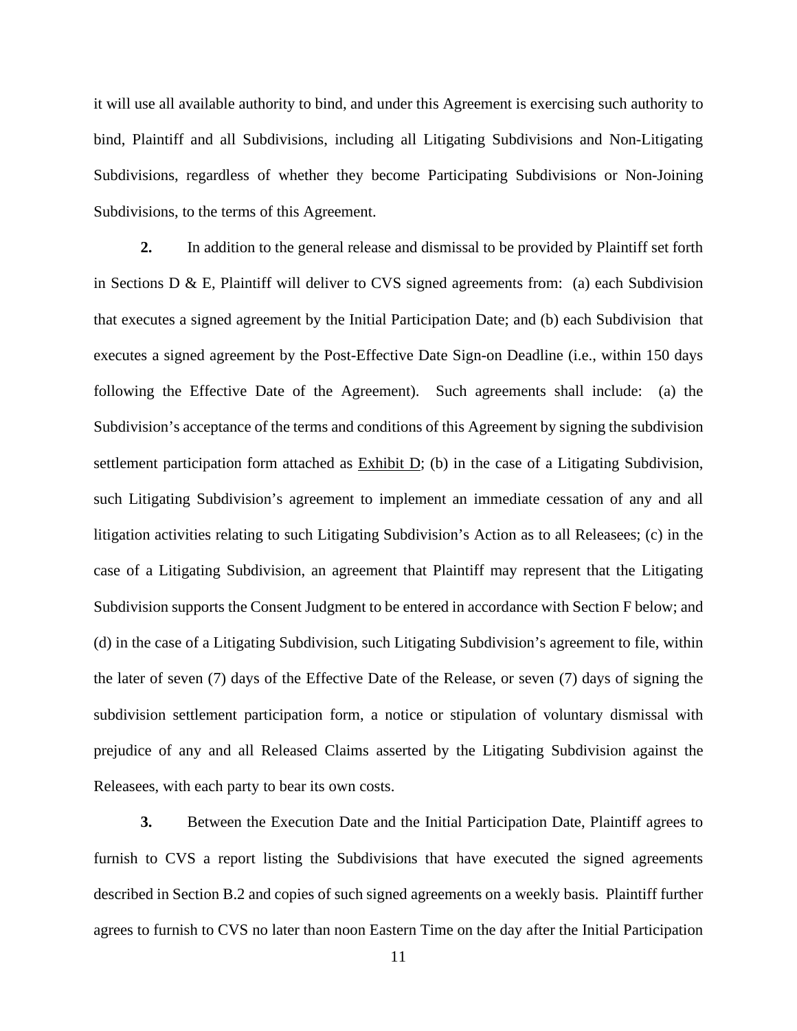it will use all available authority to bind, and under this Agreement is exercising such authority to bind, Plaintiff and all Subdivisions, including all Litigating Subdivisions and Non-Litigating Subdivisions, regardless of whether they become Participating Subdivisions or Non-Joining Subdivisions, to the terms of this Agreement.

**2.** In addition to the general release and dismissal to be provided by Plaintiff set forth in Sections D & E, Plaintiff will deliver to CVS signed agreements from: (a) each Subdivision that executes a signed agreement by the Initial Participation Date; and (b) each Subdivision that executes a signed agreement by the Post-Effective Date Sign-on Deadline (i.e., within 150 days following the Effective Date of the Agreement). Such agreements shall include: (a) the Subdivision's acceptance of the terms and conditions of this Agreement by signing the subdivision settlement participation form attached as Exhibit D; (b) in the case of a Litigating Subdivision, such Litigating Subdivision's agreement to implement an immediate cessation of any and all litigation activities relating to such Litigating Subdivision's Action as to all Releasees; (c) in the case of a Litigating Subdivision, an agreement that Plaintiff may represent that the Litigating Subdivision supports the Consent Judgment to be entered in accordance with Section F below; and (d) in the case of a Litigating Subdivision, such Litigating Subdivision's agreement to file, within the later of seven (7) days of the Effective Date of the Release, or seven (7) days of signing the subdivision settlement participation form, a notice or stipulation of voluntary dismissal with prejudice of any and all Released Claims asserted by the Litigating Subdivision against the Releasees, with each party to bear its own costs.

**3.** Between the Execution Date and the Initial Participation Date, Plaintiff agrees to furnish to CVS a report listing the Subdivisions that have executed the signed agreements described in Section B.2 and copies of such signed agreements on a weekly basis. Plaintiff further agrees to furnish to CVS no later than noon Eastern Time on the day after the Initial Participation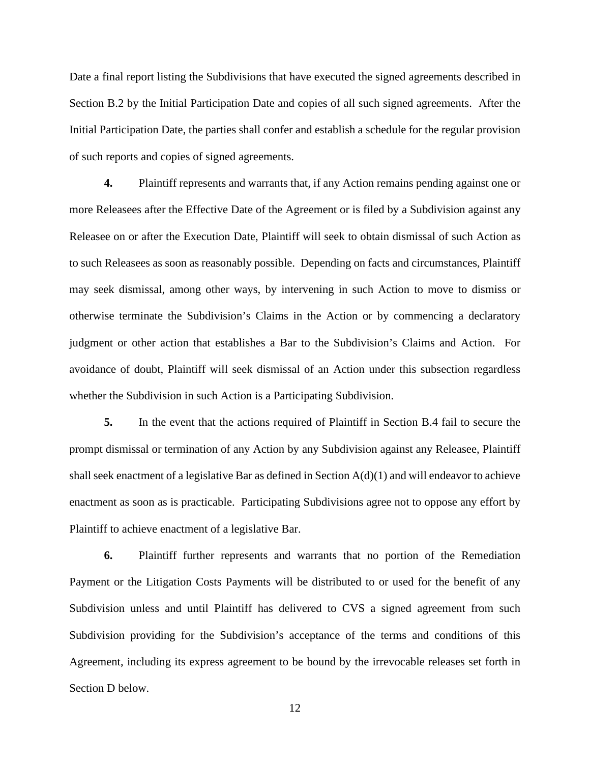Date a final report listing the Subdivisions that have executed the signed agreements described in Section B.2 by the Initial Participation Date and copies of all such signed agreements. After the Initial Participation Date, the parties shall confer and establish a schedule for the regular provision of such reports and copies of signed agreements.

**4.** Plaintiff represents and warrants that, if any Action remains pending against one or more Releasees after the Effective Date of the Agreement or is filed by a Subdivision against any Releasee on or after the Execution Date, Plaintiff will seek to obtain dismissal of such Action as to such Releasees as soon as reasonably possible. Depending on facts and circumstances, Plaintiff may seek dismissal, among other ways, by intervening in such Action to move to dismiss or otherwise terminate the Subdivision's Claims in the Action or by commencing a declaratory judgment or other action that establishes a Bar to the Subdivision's Claims and Action. For avoidance of doubt, Plaintiff will seek dismissal of an Action under this subsection regardless whether the Subdivision in such Action is a Participating Subdivision.

**5.** In the event that the actions required of Plaintiff in Section B.4 fail to secure the prompt dismissal or termination of any Action by any Subdivision against any Releasee, Plaintiff shall seek enactment of a legislative Bar as defined in Section A(d)(1) and will endeavor to achieve enactment as soon as is practicable. Participating Subdivisions agree not to oppose any effort by Plaintiff to achieve enactment of a legislative Bar.

**6.** Plaintiff further represents and warrants that no portion of the Remediation Payment or the Litigation Costs Payments will be distributed to or used for the benefit of any Subdivision unless and until Plaintiff has delivered to CVS a signed agreement from such Subdivision providing for the Subdivision's acceptance of the terms and conditions of this Agreement, including its express agreement to be bound by the irrevocable releases set forth in Section D below.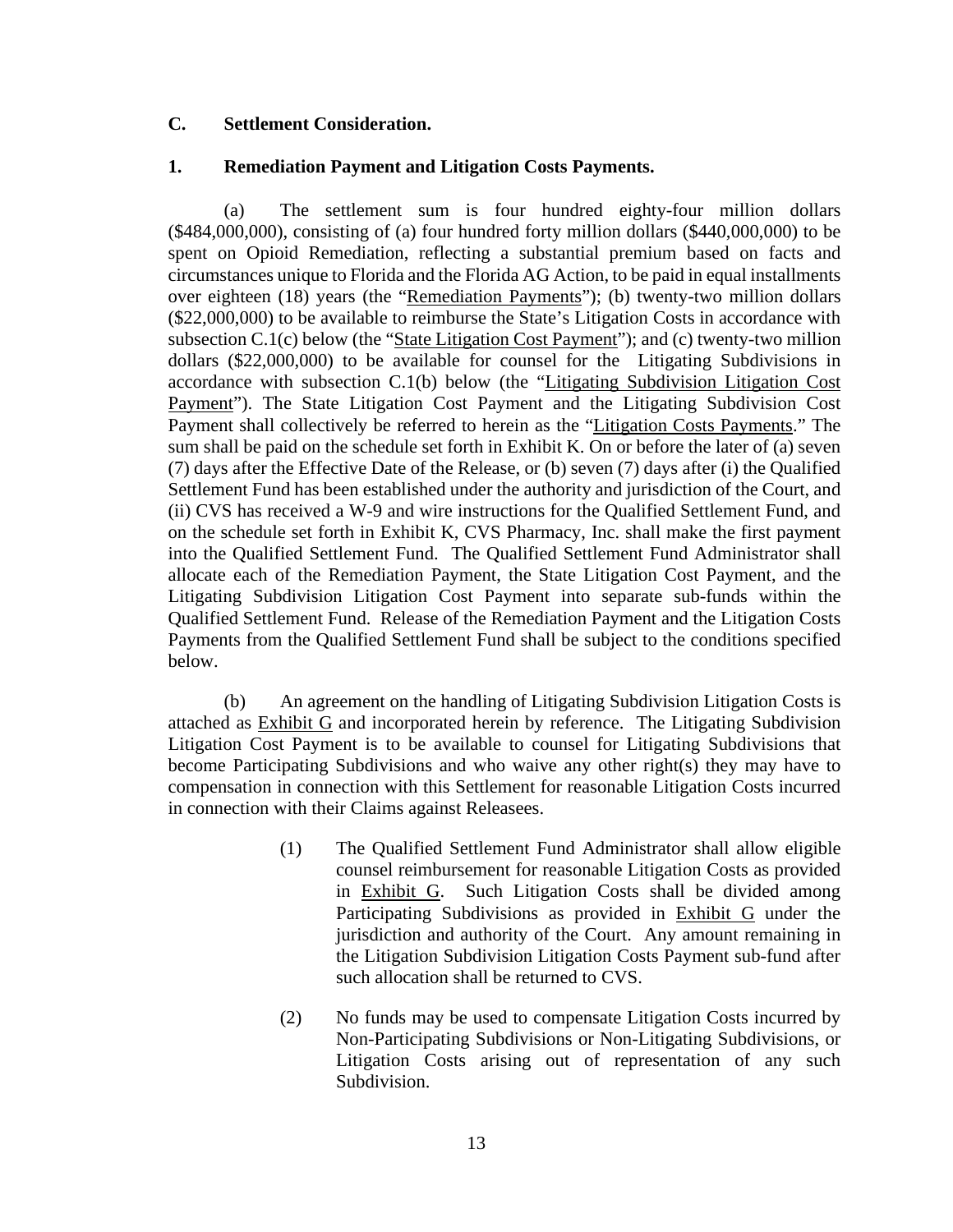**C. Settlement Consideration.**

**1. Remediation Payment and Litigation Costs Payments.**

(a) The settlement sum is four hundred eighty-four million dollars ($484,000,000), consisting of (a) four hundred forty million dollars ($440,000,000) to be spent on Opioid Remediation, reflecting a substantial premium based on facts and circumstances unique to Florida and the Florida AG Action, to be paid in equal installments over eighteen (18) years (the "Remediation Payments"); (b) twenty-two million dollars ($22,000,000) to be available to reimburse the State's Litigation Costs in accordance with subsection C.1(c) below (the "State Litigation Cost Payment"); and (c) twenty-two million dollars ($22,000,000) to be available for counsel for the Litigating Subdivisions in accordance with subsection C.1(b) below (the "Litigating Subdivision Litigation Cost Payment"). The State Litigation Cost Payment and the Litigating Subdivision Cost Payment shall collectively be referred to herein as the "Litigation Costs Payments." The sum shall be paid on the schedule set forth in Exhibit K. On or before the later of (a) seven (7) days after the Effective Date of the Release, or (b) seven (7) days after (i) the Qualified Settlement Fund has been established under the authority and jurisdiction of the Court, and (ii) CVS has received a W-9 and wire instructions for the Qualified Settlement Fund, and on the schedule set forth in Exhibit K, CVS Pharmacy, Inc. shall make the first payment into the Qualified Settlement Fund. The Qualified Settlement Fund Administrator shall allocate each of the Remediation Payment, the State Litigation Cost Payment, and the Litigating Subdivision Litigation Cost Payment into separate sub-funds within the Qualified Settlement Fund. Release of the Remediation Payment and the Litigation Costs Payments from the Qualified Settlement Fund shall be subject to the conditions specified below.

(b) An agreement on the handling of Litigating Subdivision Litigation Costs is attached as Exhibit G and incorporated herein by reference. The Litigating Subdivision Litigation Cost Payment is to be available to counsel for Litigating Subdivisions that become Participating Subdivisions and who waive any other right(s) they may have to compensation in connection with this Settlement for reasonable Litigation Costs incurred in connection with their Claims against Releasees.

(1) The Qualified Settlement Fund Administrator shall allow eligible counsel reimbursement for reasonable Litigation Costs as provided in Exhibit G. Such Litigation Costs shall be divided among Participating Subdivisions as provided in Exhibit G under the jurisdiction and authority of the Court. Any amount remaining in the Litigation Subdivision Litigation Costs Payment sub-fund after such allocation shall be returned to CVS.

(2) No funds may be used to compensate Litigation Costs incurred by Non-Participating Subdivisions or Non-Litigating Subdivisions, or Litigation Costs arising out of representation of any such Subdivision.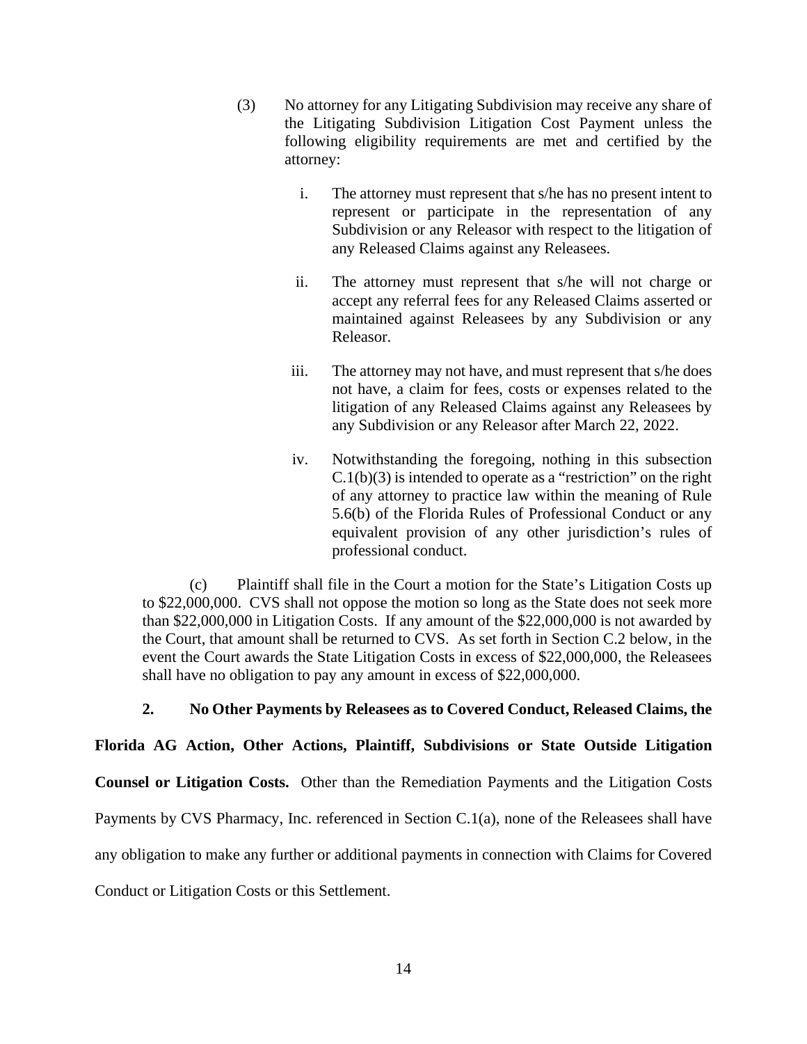(3) No attorney for any Litigating Subdivision may receive any share of the Litigating Subdivision Litigation Cost Payment unless the following eligibility requirements are met and certified by the attorney:

i. The attorney must represent that s/he has no present intent to represent or participate in the representation of any Subdivision or any Releasor with respect to the litigation of any Released Claims against any Releasees.

ii. The attorney must represent that s/he will not charge or accept any referral fees for any Released Claims asserted or maintained against Releasees by any Subdivision or any Releasor.

iii. The attorney may not have, and must represent that s/he does not have, a claim for fees, costs or expenses related to the litigation of any Released Claims against any Releasees by any Subdivision or any Releasor after March 22, 2022.

iv. Notwithstanding the foregoing, nothing in this subsection C.1(b)(3) is intended to operate as a "restriction" on the right of any attorney to practice law within the meaning of Rule 5.6(b) of the Florida Rules of Professional Conduct or any equivalent provision of any other jurisdiction's rules of professional conduct.

(c) Plaintiff shall file in the Court a motion for the State's Litigation Costs up to $22,000,000. CVS shall not oppose the motion so long as the State does not seek more than $22,000,000 in Litigation Costs. If any amount of the $22,000,000 is not awarded by the Court, that amount shall be returned to CVS. As set forth in Section C.2 below, in the event the Court awards the State Litigation Costs in excess of $22,000,000, the Releasees shall have no obligation to pay any amount in excess of $22,000,000.

**2. No Other Payments by Releasees as to Covered Conduct, Released Claims, the Florida AG Action, Other Actions, Plaintiff, Subdivisions or State Outside Litigation Counsel or Litigation Costs.** Other than the Remediation Payments and the Litigation Costs Payments by CVS Pharmacy, Inc. referenced in Section C.1(a), none of the Releasees shall have any obligation to make any further or additional payments in connection with Claims for Covered Conduct or Litigation Costs or this Settlement.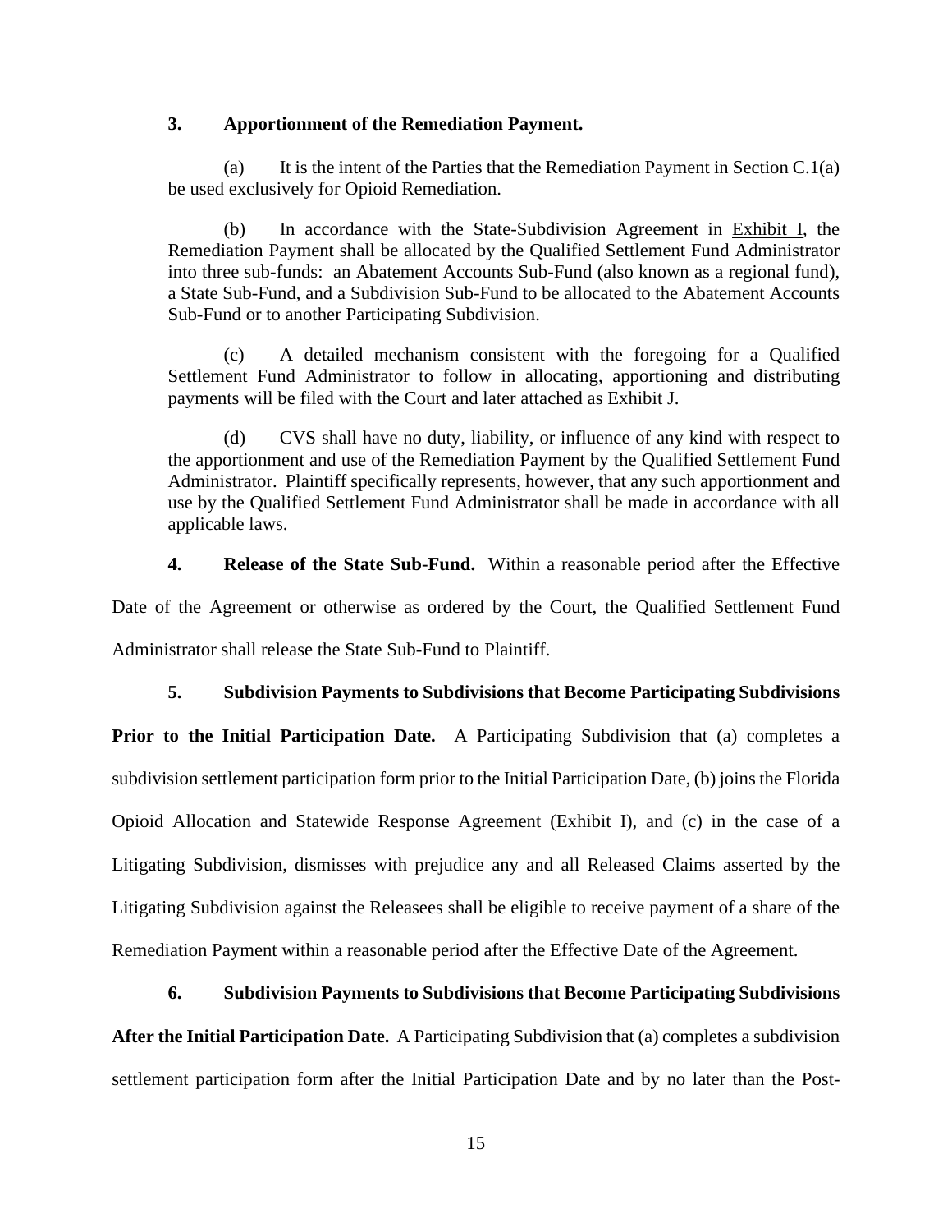**3. Apportionment of the Remediation Payment.**

(a) It is the intent of the Parties that the Remediation Payment in Section C.1(a) be used exclusively for Opioid Remediation.

(b) In accordance with the State-Subdivision Agreement in Exhibit I, the Remediation Payment shall be allocated by the Qualified Settlement Fund Administrator into three sub-funds: an Abatement Accounts Sub-Fund (also known as a regional fund), a State Sub-Fund, and a Subdivision Sub-Fund to be allocated to the Abatement Accounts Sub-Fund or to another Participating Subdivision.

(c) A detailed mechanism consistent with the foregoing for a Qualified Settlement Fund Administrator to follow in allocating, apportioning and distributing payments will be filed with the Court and later attached as Exhibit J.

(d) CVS shall have no duty, liability, or influence of any kind with respect to the apportionment and use of the Remediation Payment by the Qualified Settlement Fund Administrator. Plaintiff specifically represents, however, that any such apportionment and use by the Qualified Settlement Fund Administrator shall be made in accordance with all applicable laws.

**4. Release of the State Sub-Fund.** Within a reasonable period after the Effective Date of the Agreement or otherwise as ordered by the Court, the Qualified Settlement Fund Administrator shall release the State Sub-Fund to Plaintiff.

**5. Subdivision Payments to Subdivisions that Become Participating Subdivisions Prior to the Initial Participation Date.** A Participating Subdivision that (a) completes a subdivision settlement participation form prior to the Initial Participation Date, (b) joins the Florida Opioid Allocation and Statewide Response Agreement (Exhibit I), and (c) in the case of a Litigating Subdivision, dismisses with prejudice any and all Released Claims asserted by the Litigating Subdivision against the Releasees shall be eligible to receive payment of a share of the Remediation Payment within a reasonable period after the Effective Date of the Agreement.

**6. Subdivision Payments to Subdivisions that Become Participating Subdivisions After the Initial Participation Date.** A Participating Subdivision that (a) completes a subdivision settlement participation form after the Initial Participation Date and by no later than the Post-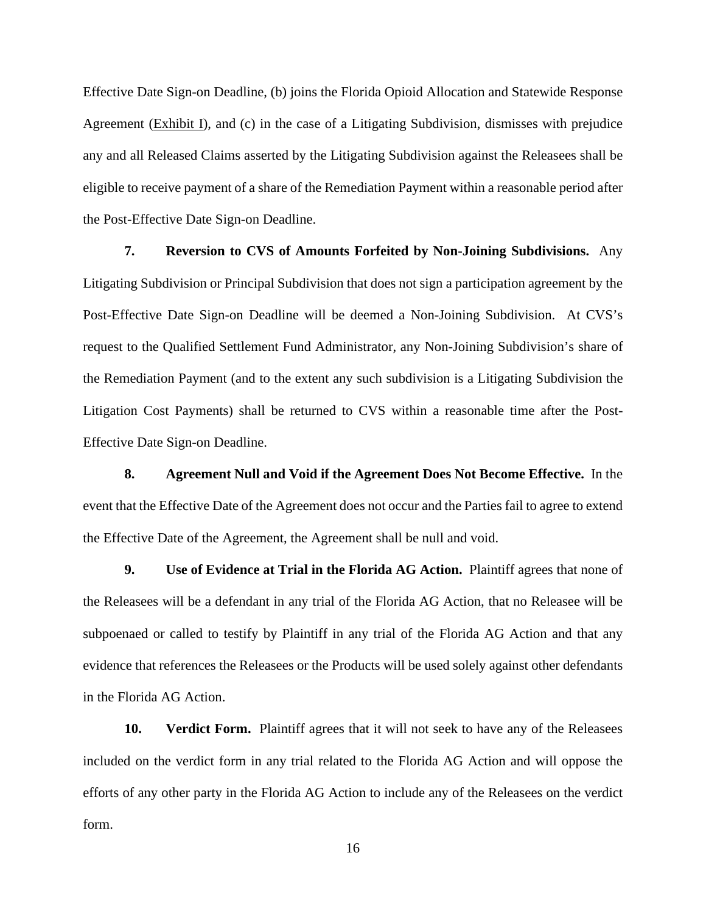Effective Date Sign-on Deadline, (b) joins the Florida Opioid Allocation and Statewide Response Agreement (Exhibit I), and (c) in the case of a Litigating Subdivision, dismisses with prejudice any and all Released Claims asserted by the Litigating Subdivision against the Releasees shall be eligible to receive payment of a share of the Remediation Payment within a reasonable period after the Post-Effective Date Sign-on Deadline.

**7. Reversion to CVS of Amounts Forfeited by Non-Joining Subdivisions.** Any Litigating Subdivision or Principal Subdivision that does not sign a participation agreement by the Post-Effective Date Sign-on Deadline will be deemed a Non-Joining Subdivision. At CVS's request to the Qualified Settlement Fund Administrator, any Non-Joining Subdivision's share of the Remediation Payment (and to the extent any such subdivision is a Litigating Subdivision the Litigation Cost Payments) shall be returned to CVS within a reasonable time after the Post-Effective Date Sign-on Deadline.

**8. Agreement Null and Void if the Agreement Does Not Become Effective.** In the event that the Effective Date of the Agreement does not occur and the Parties fail to agree to extend the Effective Date of the Agreement, the Agreement shall be null and void.

**9. Use of Evidence at Trial in the Florida AG Action.** Plaintiff agrees that none of the Releasees will be a defendant in any trial of the Florida AG Action, that no Releasee will be subpoenaed or called to testify by Plaintiff in any trial of the Florida AG Action and that any evidence that references the Releasees or the Products will be used solely against other defendants in the Florida AG Action.

**10. Verdict Form.** Plaintiff agrees that it will not seek to have any of the Releasees included on the verdict form in any trial related to the Florida AG Action and will oppose the efforts of any other party in the Florida AG Action to include any of the Releasees on the verdict form.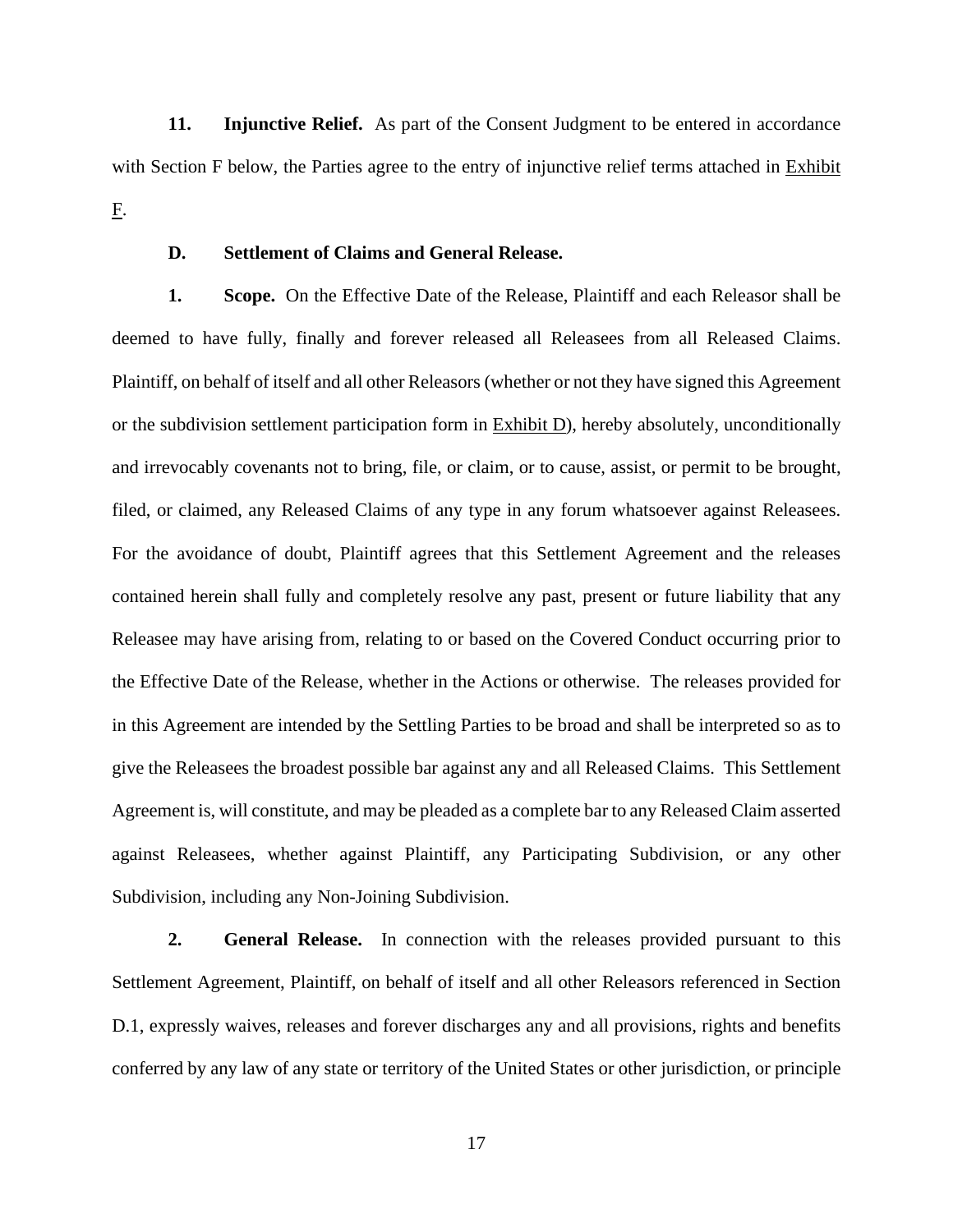**11. Injunctive Relief.** As part of the Consent Judgment to be entered in accordance with Section F below, the Parties agree to the entry of injunctive relief terms attached in Exhibit F.

**D. Settlement of Claims and General Release.**

**1. Scope.** On the Effective Date of the Release, Plaintiff and each Releasor shall be deemed to have fully, finally and forever released all Releasees from all Released Claims. Plaintiff, on behalf of itself and all other Releasors (whether or not they have signed this Agreement or the subdivision settlement participation form in Exhibit D), hereby absolutely, unconditionally and irrevocably covenants not to bring, file, or claim, or to cause, assist, or permit to be brought, filed, or claimed, any Released Claims of any type in any forum whatsoever against Releasees. For the avoidance of doubt, Plaintiff agrees that this Settlement Agreement and the releases contained herein shall fully and completely resolve any past, present or future liability that any Releasee may have arising from, relating to or based on the Covered Conduct occurring prior to the Effective Date of the Release, whether in the Actions or otherwise. The releases provided for in this Agreement are intended by the Settling Parties to be broad and shall be interpreted so as to give the Releasees the broadest possible bar against any and all Released Claims. This Settlement Agreement is, will constitute, and may be pleaded as a complete bar to any Released Claim asserted against Releasees, whether against Plaintiff, any Participating Subdivision, or any other Subdivision, including any Non-Joining Subdivision.

**2. General Release.** In connection with the releases provided pursuant to this Settlement Agreement, Plaintiff, on behalf of itself and all other Releasors referenced in Section D.1, expressly waives, releases and forever discharges any and all provisions, rights and benefits conferred by any law of any state or territory of the United States or other jurisdiction, or principle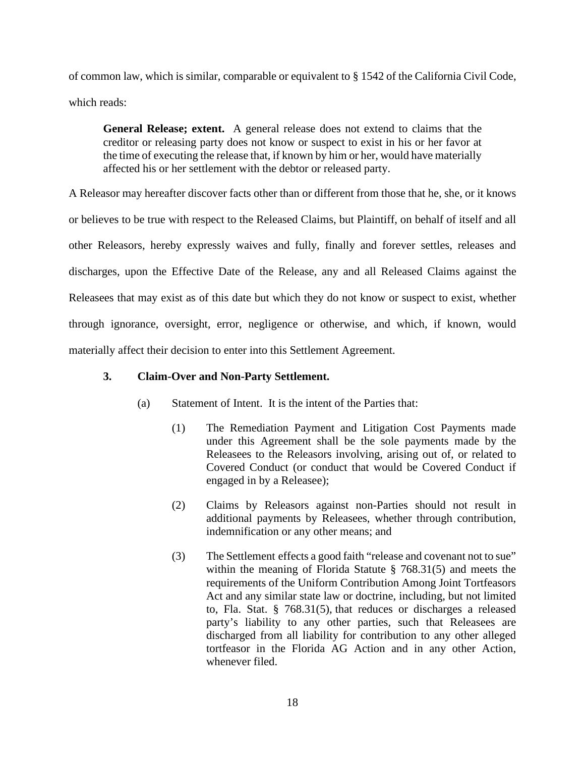of common law, which is similar, comparable or equivalent to § 1542 of the California Civil Code, which reads:

> **General Release; extent.** A general release does not extend to claims that the creditor or releasing party does not know or suspect to exist in his or her favor at the time of executing the release that, if known by him or her, would have materially affected his or her settlement with the debtor or released party.

A Releasor may hereafter discover facts other than or different from those that he, she, or it knows or believes to be true with respect to the Released Claims, but Plaintiff, on behalf of itself and all other Releasors, hereby expressly waives and fully, finally and forever settles, releases and discharges, upon the Effective Date of the Release, any and all Released Claims against the Releasees that may exist as of this date but which they do not know or suspect to exist, whether through ignorance, oversight, error, negligence or otherwise, and which, if known, would materially affect their decision to enter into this Settlement Agreement.

**3. Claim-Over and Non-Party Settlement.**

(a) Statement of Intent. It is the intent of the Parties that:

(1) The Remediation Payment and Litigation Cost Payments made under this Agreement shall be the sole payments made by the Releasees to the Releasors involving, arising out of, or related to Covered Conduct (or conduct that would be Covered Conduct if engaged in by a Releasee);

(2) Claims by Releasors against non-Parties should not result in additional payments by Releasees, whether through contribution, indemnification or any other means; and

(3) The Settlement effects a good faith "release and covenant not to sue" within the meaning of Florida Statute § 768.31(5) and meets the requirements of the Uniform Contribution Among Joint Tortfeasors Act and any similar state law or doctrine, including, but not limited to, Fla. Stat. § 768.31(5), that reduces or discharges a released party's liability to any other parties, such that Releasees are discharged from all liability for contribution to any other alleged tortfeasor in the Florida AG Action and in any other Action, whenever filed.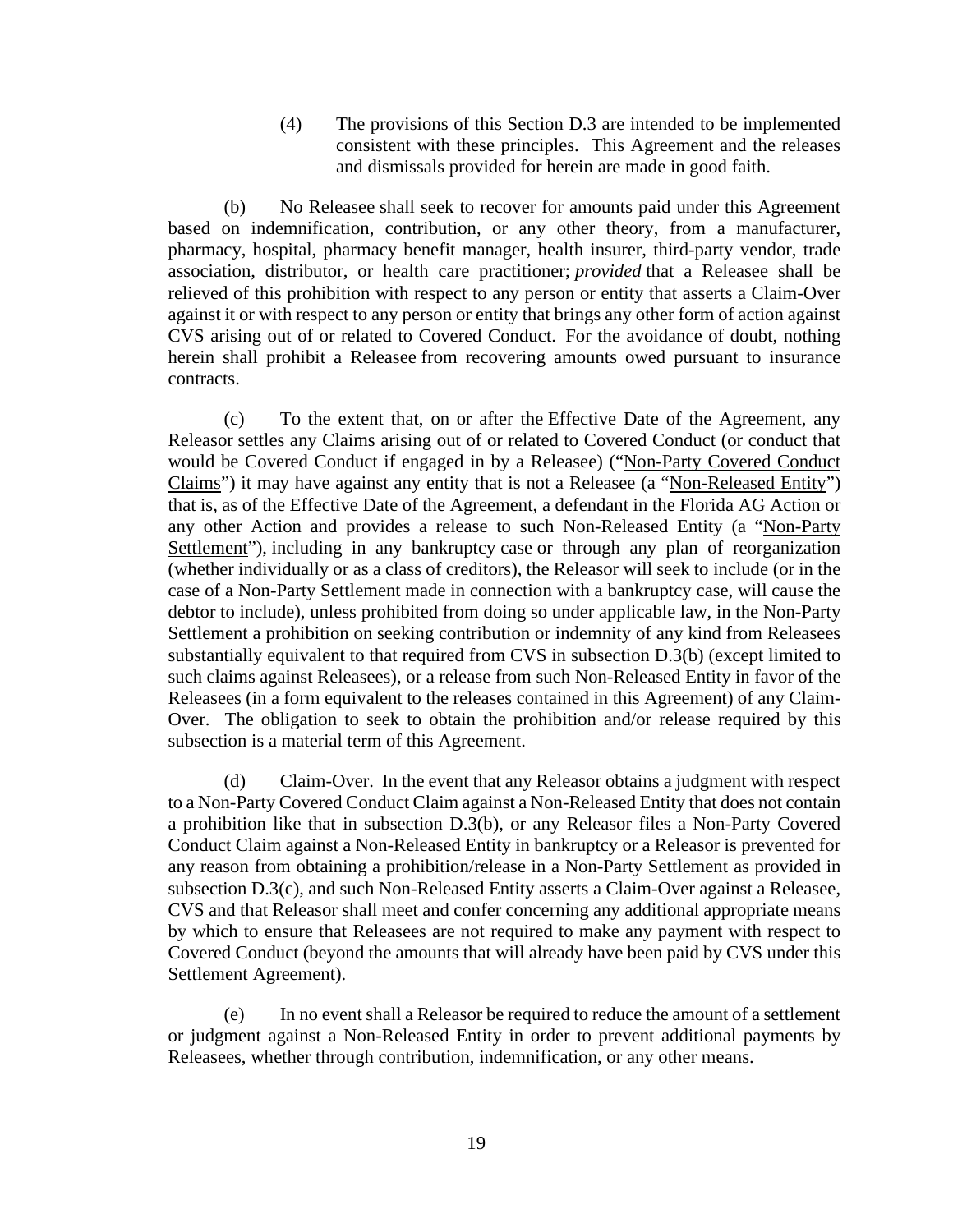(4) The provisions of this Section D.3 are intended to be implemented consistent with these principles. This Agreement and the releases and dismissals provided for herein are made in good faith.

(b) No Releasee shall seek to recover for amounts paid under this Agreement based on indemnification, contribution, or any other theory, from a manufacturer, pharmacy, hospital, pharmacy benefit manager, health insurer, third-party vendor, trade association, distributor, or health care practitioner; *provided* that a Releasee shall be relieved of this prohibition with respect to any person or entity that asserts a Claim-Over against it or with respect to any person or entity that brings any other form of action against CVS arising out of or related to Covered Conduct. For the avoidance of doubt, nothing herein shall prohibit a Releasee from recovering amounts owed pursuant to insurance contracts.

(c) To the extent that, on or after the Effective Date of the Agreement, any Releasor settles any Claims arising out of or related to Covered Conduct (or conduct that would be Covered Conduct if engaged in by a Releasee) ("Non-Party Covered Conduct Claims") it may have against any entity that is not a Releasee (a "Non-Released Entity") that is, as of the Effective Date of the Agreement, a defendant in the Florida AG Action or any other Action and provides a release to such Non-Released Entity (a "Non-Party Settlement"), including in any bankruptcy case or through any plan of reorganization (whether individually or as a class of creditors), the Releasor will seek to include (or in the case of a Non-Party Settlement made in connection with a bankruptcy case, will cause the debtor to include), unless prohibited from doing so under applicable law, in the Non-Party Settlement a prohibition on seeking contribution or indemnity of any kind from Releasees substantially equivalent to that required from CVS in subsection D.3(b) (except limited to such claims against Releasees), or a release from such Non-Released Entity in favor of the Releasees (in a form equivalent to the releases contained in this Agreement) of any Claim-Over. The obligation to seek to obtain the prohibition and/or release required by this subsection is a material term of this Agreement.

(d) Claim-Over. In the event that any Releasor obtains a judgment with respect to a Non-Party Covered Conduct Claim against a Non-Released Entity that does not contain a prohibition like that in subsection D.3(b), or any Releasor files a Non-Party Covered Conduct Claim against a Non-Released Entity in bankruptcy or a Releasor is prevented for any reason from obtaining a prohibition/release in a Non-Party Settlement as provided in subsection D.3(c), and such Non-Released Entity asserts a Claim-Over against a Releasee, CVS and that Releasor shall meet and confer concerning any additional appropriate means by which to ensure that Releasees are not required to make any payment with respect to Covered Conduct (beyond the amounts that will already have been paid by CVS under this Settlement Agreement).

(e) In no event shall a Releasor be required to reduce the amount of a settlement or judgment against a Non-Released Entity in order to prevent additional payments by Releasees, whether through contribution, indemnification, or any other means.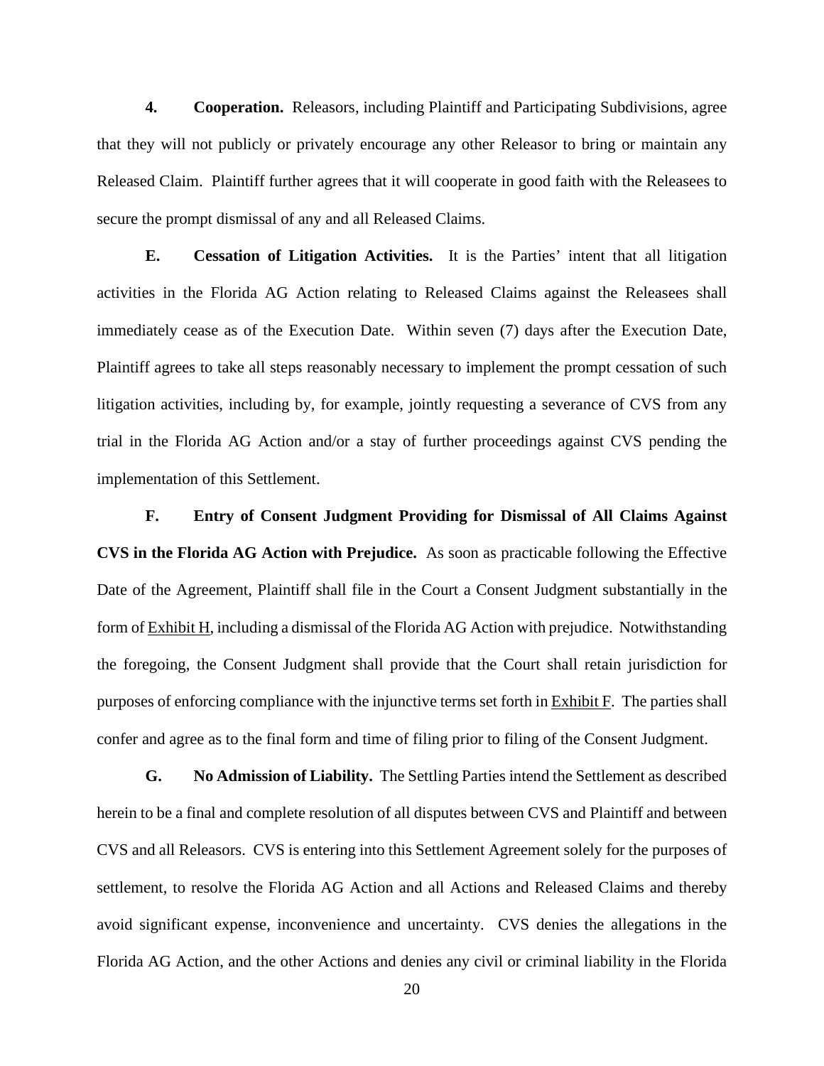**4. Cooperation.** Releasors, including Plaintiff and Participating Subdivisions, agree that they will not publicly or privately encourage any other Releasor to bring or maintain any Released Claim. Plaintiff further agrees that it will cooperate in good faith with the Releasees to secure the prompt dismissal of any and all Released Claims.

**E. Cessation of Litigation Activities.** It is the Parties' intent that all litigation activities in the Florida AG Action relating to Released Claims against the Releasees shall immediately cease as of the Execution Date. Within seven (7) days after the Execution Date, Plaintiff agrees to take all steps reasonably necessary to implement the prompt cessation of such litigation activities, including by, for example, jointly requesting a severance of CVS from any trial in the Florida AG Action and/or a stay of further proceedings against CVS pending the implementation of this Settlement.

**F. Entry of Consent Judgment Providing for Dismissal of All Claims Against CVS in the Florida AG Action with Prejudice.** As soon as practicable following the Effective Date of the Agreement, Plaintiff shall file in the Court a Consent Judgment substantially in the form of Exhibit H, including a dismissal of the Florida AG Action with prejudice. Notwithstanding the foregoing, the Consent Judgment shall provide that the Court shall retain jurisdiction for purposes of enforcing compliance with the injunctive terms set forth in Exhibit F. The parties shall confer and agree as to the final form and time of filing prior to filing of the Consent Judgment.

**G. No Admission of Liability.** The Settling Parties intend the Settlement as described herein to be a final and complete resolution of all disputes between CVS and Plaintiff and between CVS and all Releasors. CVS is entering into this Settlement Agreement solely for the purposes of settlement, to resolve the Florida AG Action and all Actions and Released Claims and thereby avoid significant expense, inconvenience and uncertainty. CVS denies the allegations in the Florida AG Action, and the other Actions and denies any civil or criminal liability in the Florida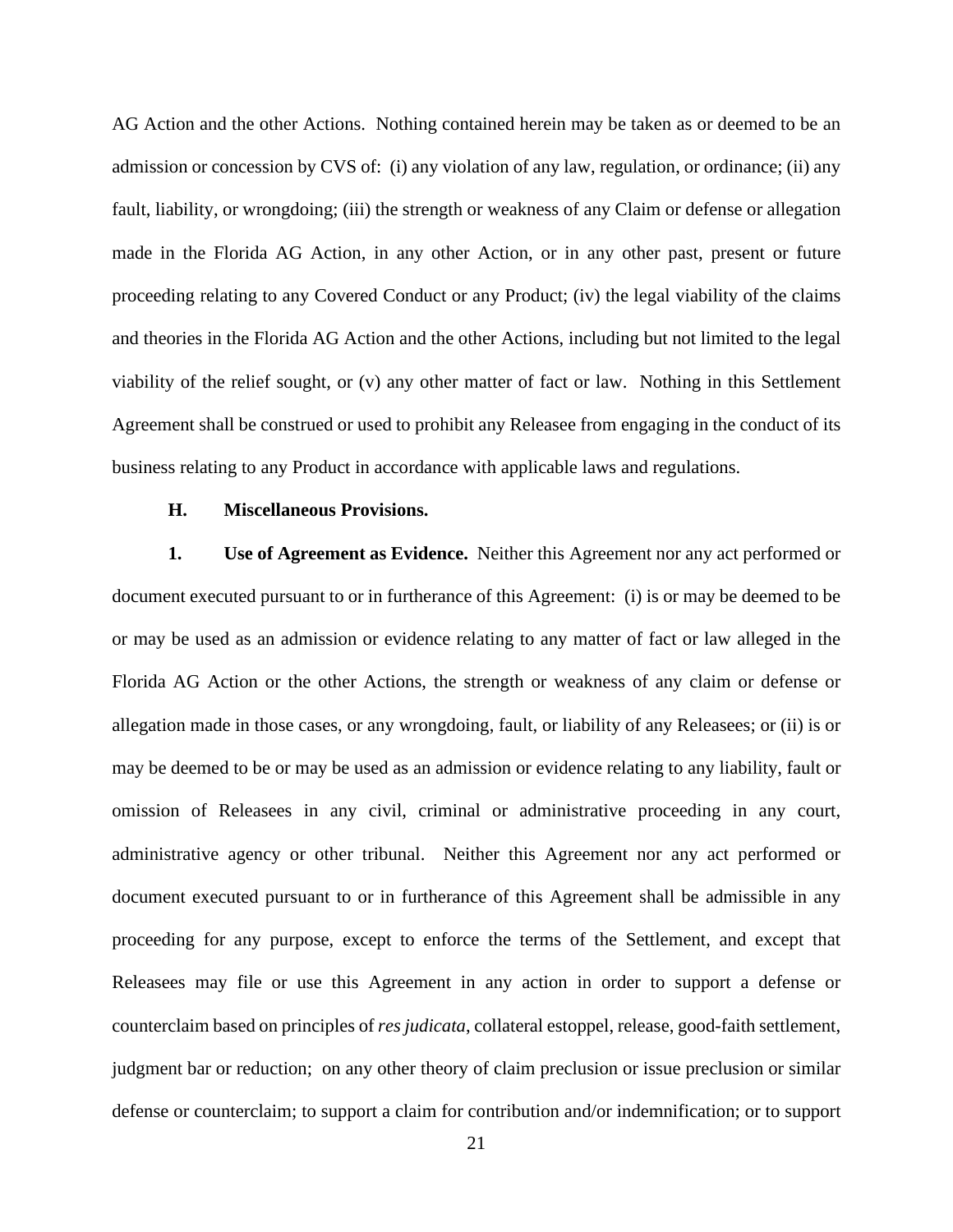AG Action and the other Actions. Nothing contained herein may be taken as or deemed to be an admission or concession by CVS of: (i) any violation of any law, regulation, or ordinance; (ii) any fault, liability, or wrongdoing; (iii) the strength or weakness of any Claim or defense or allegation made in the Florida AG Action, in any other Action, or in any other past, present or future proceeding relating to any Covered Conduct or any Product; (iv) the legal viability of the claims and theories in the Florida AG Action and the other Actions, including but not limited to the legal viability of the relief sought, or (v) any other matter of fact or law. Nothing in this Settlement Agreement shall be construed or used to prohibit any Releasee from engaging in the conduct of its business relating to any Product in accordance with applicable laws and regulations.

**H. Miscellaneous Provisions.**

**1. Use of Agreement as Evidence.** Neither this Agreement nor any act performed or document executed pursuant to or in furtherance of this Agreement: (i) is or may be deemed to be or may be used as an admission or evidence relating to any matter of fact or law alleged in the Florida AG Action or the other Actions, the strength or weakness of any claim or defense or allegation made in those cases, or any wrongdoing, fault, or liability of any Releasees; or (ii) is or may be deemed to be or may be used as an admission or evidence relating to any liability, fault or omission of Releasees in any civil, criminal or administrative proceeding in any court, administrative agency or other tribunal. Neither this Agreement nor any act performed or document executed pursuant to or in furtherance of this Agreement shall be admissible in any proceeding for any purpose, except to enforce the terms of the Settlement, and except that Releasees may file or use this Agreement in any action in order to support a defense or counterclaim based on principles of *res judicata*, collateral estoppel, release, good-faith settlement, judgment bar or reduction; on any other theory of claim preclusion or issue preclusion or similar defense or counterclaim; to support a claim for contribution and/or indemnification; or to support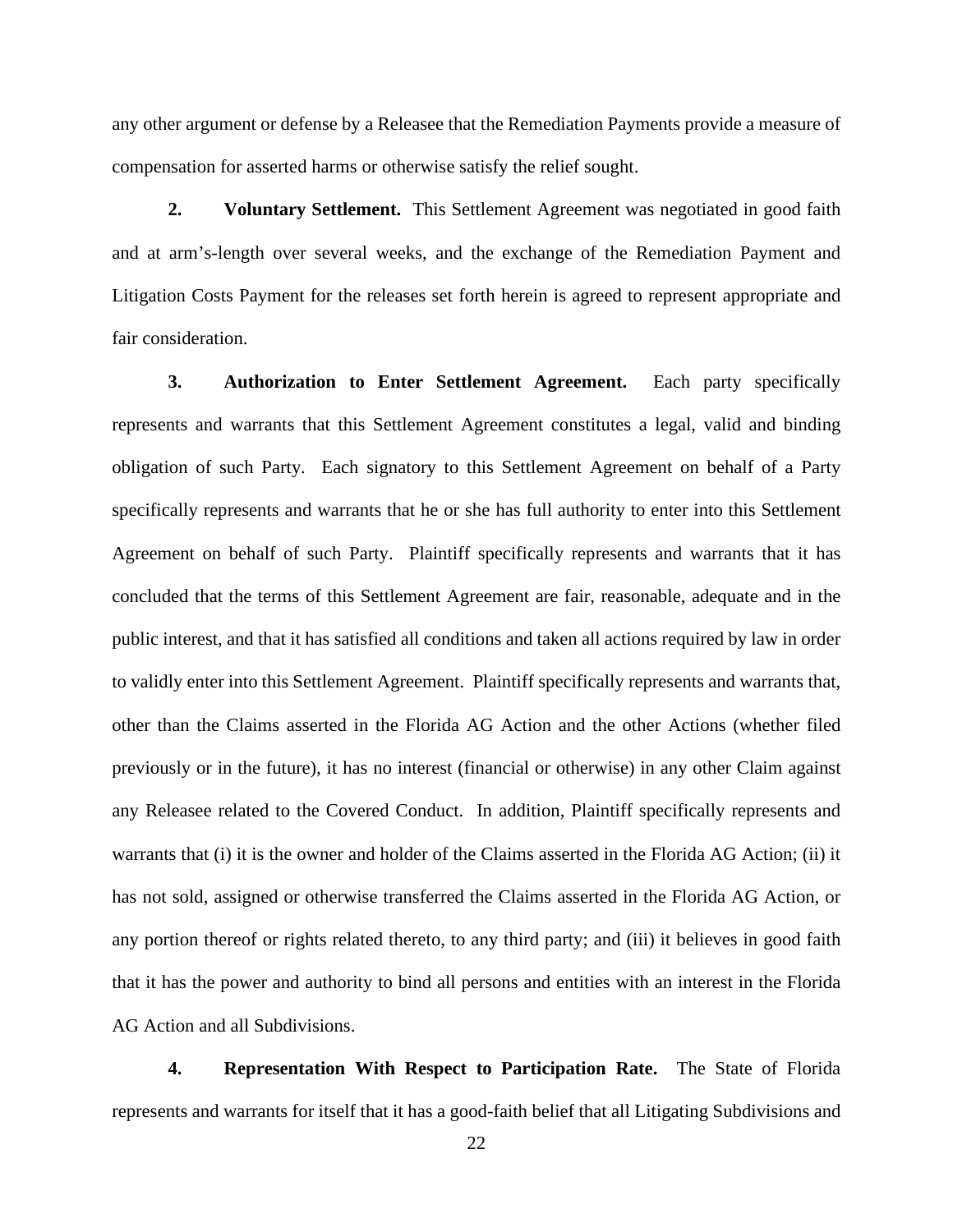any other argument or defense by a Releasee that the Remediation Payments provide a measure of compensation for asserted harms or otherwise satisfy the relief sought.

**2. Voluntary Settlement.** This Settlement Agreement was negotiated in good faith and at arm's-length over several weeks, and the exchange of the Remediation Payment and Litigation Costs Payment for the releases set forth herein is agreed to represent appropriate and fair consideration.

**3. Authorization to Enter Settlement Agreement.** Each party specifically represents and warrants that this Settlement Agreement constitutes a legal, valid and binding obligation of such Party. Each signatory to this Settlement Agreement on behalf of a Party specifically represents and warrants that he or she has full authority to enter into this Settlement Agreement on behalf of such Party. Plaintiff specifically represents and warrants that it has concluded that the terms of this Settlement Agreement are fair, reasonable, adequate and in the public interest, and that it has satisfied all conditions and taken all actions required by law in order to validly enter into this Settlement Agreement. Plaintiff specifically represents and warrants that, other than the Claims asserted in the Florida AG Action and the other Actions (whether filed previously or in the future), it has no interest (financial or otherwise) in any other Claim against any Releasee related to the Covered Conduct. In addition, Plaintiff specifically represents and warrants that (i) it is the owner and holder of the Claims asserted in the Florida AG Action; (ii) it has not sold, assigned or otherwise transferred the Claims asserted in the Florida AG Action, or any portion thereof or rights related thereto, to any third party; and (iii) it believes in good faith that it has the power and authority to bind all persons and entities with an interest in the Florida AG Action and all Subdivisions.

**4. Representation With Respect to Participation Rate.** The State of Florida represents and warrants for itself that it has a good-faith belief that all Litigating Subdivisions and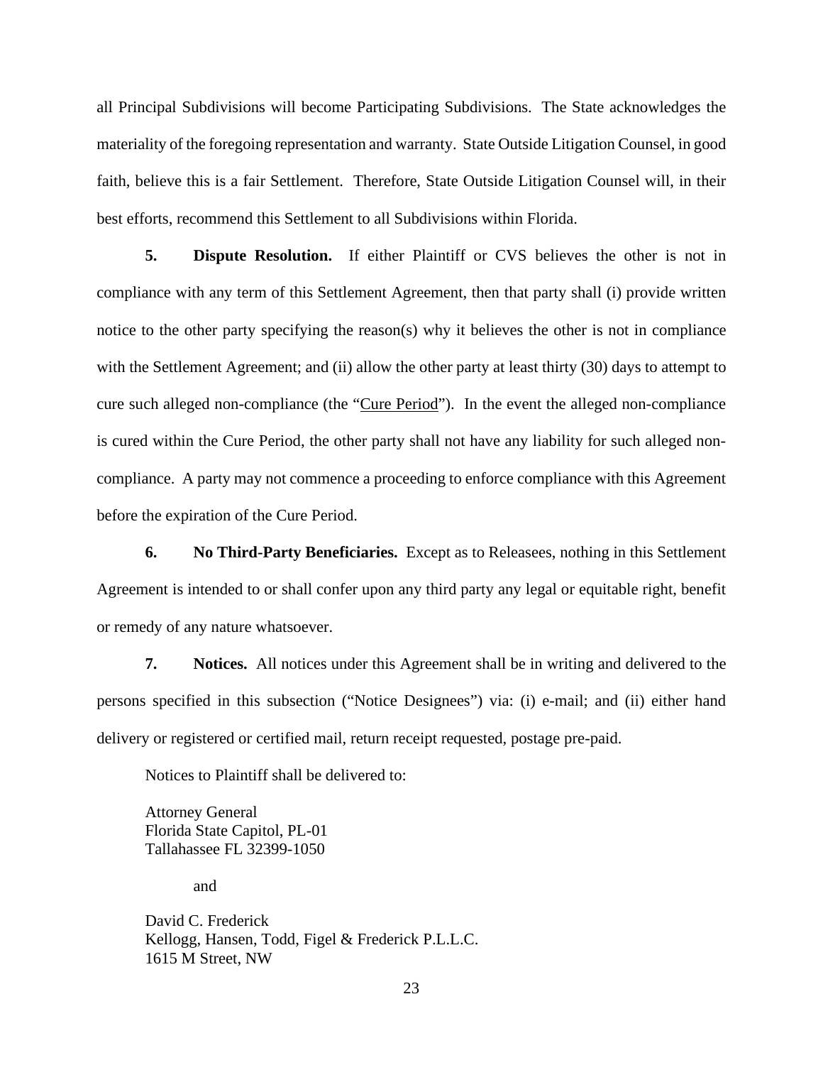all Principal Subdivisions will become Participating Subdivisions. The State acknowledges the materiality of the foregoing representation and warranty. State Outside Litigation Counsel, in good faith, believe this is a fair Settlement. Therefore, State Outside Litigation Counsel will, in their best efforts, recommend this Settlement to all Subdivisions within Florida.

**5. Dispute Resolution.** If either Plaintiff or CVS believes the other is not in compliance with any term of this Settlement Agreement, then that party shall (i) provide written notice to the other party specifying the reason(s) why it believes the other is not in compliance with the Settlement Agreement; and (ii) allow the other party at least thirty (30) days to attempt to cure such alleged non-compliance (the "Cure Period"). In the event the alleged non-compliance is cured within the Cure Period, the other party shall not have any liability for such alleged non-compliance. A party may not commence a proceeding to enforce compliance with this Agreement before the expiration of the Cure Period.

**6. No Third-Party Beneficiaries.** Except as to Releasees, nothing in this Settlement Agreement is intended to or shall confer upon any third party any legal or equitable right, benefit or remedy of any nature whatsoever.

**7. Notices.** All notices under this Agreement shall be in writing and delivered to the persons specified in this subsection ("Notice Designees") via: (i) e-mail; and (ii) either hand delivery or registered or certified mail, return receipt requested, postage pre-paid.

Notices to Plaintiff shall be delivered to:

Attorney General
Florida State Capitol, PL-01
Tallahassee FL 32399-1050

and

David C. Frederick
Kellogg, Hansen, Todd, Figel & Frederick P.L.L.C.
1615 M Street, NW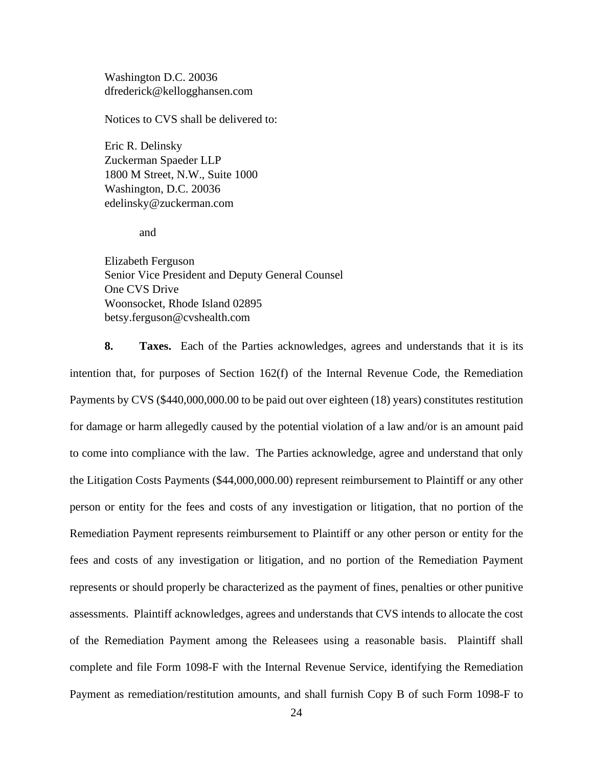Washington D.C. 20036
dfrederick@kellogghansen.com

Notices to CVS shall be delivered to:

Eric R. Delinsky
Zuckerman Spaeder LLP
1800 M Street, N.W., Suite 1000
Washington, D.C. 20036
edelinsky@zuckerman.com

and

Elizabeth Ferguson
Senior Vice President and Deputy General Counsel
One CVS Drive
Woonsocket, Rhode Island 02895
betsy.ferguson@cvshealth.com

**8. Taxes.** Each of the Parties acknowledges, agrees and understands that it is its intention that, for purposes of Section 162(f) of the Internal Revenue Code, the Remediation Payments by CVS ($440,000,000.00 to be paid out over eighteen (18) years) constitutes restitution for damage or harm allegedly caused by the potential violation of a law and/or is an amount paid to come into compliance with the law. The Parties acknowledge, agree and understand that only the Litigation Costs Payments ($44,000,000.00) represent reimbursement to Plaintiff or any other person or entity for the fees and costs of any investigation or litigation, that no portion of the Remediation Payment represents reimbursement to Plaintiff or any other person or entity for the fees and costs of any investigation or litigation, and no portion of the Remediation Payment represents or should properly be characterized as the payment of fines, penalties or other punitive assessments. Plaintiff acknowledges, agrees and understands that CVS intends to allocate the cost of the Remediation Payment among the Releasees using a reasonable basis. Plaintiff shall complete and file Form 1098-F with the Internal Revenue Service, identifying the Remediation Payment as remediation/restitution amounts, and shall furnish Copy B of such Form 1098-F to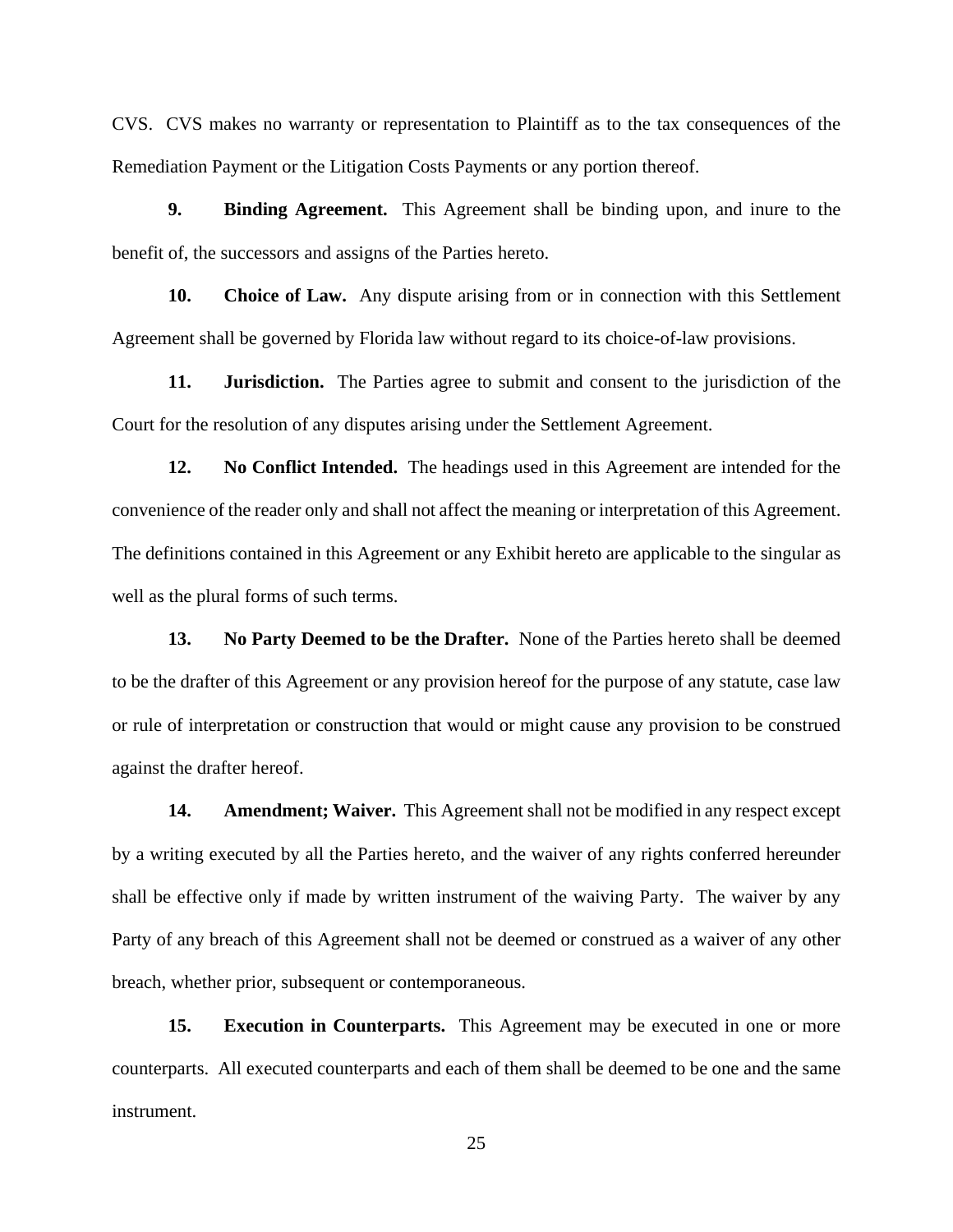CVS. CVS makes no warranty or representation to Plaintiff as to the tax consequences of the Remediation Payment or the Litigation Costs Payments or any portion thereof.

**9. Binding Agreement.** This Agreement shall be binding upon, and inure to the benefit of, the successors and assigns of the Parties hereto.

**10. Choice of Law.** Any dispute arising from or in connection with this Settlement Agreement shall be governed by Florida law without regard to its choice-of-law provisions.

**11. Jurisdiction.** The Parties agree to submit and consent to the jurisdiction of the Court for the resolution of any disputes arising under the Settlement Agreement.

**12. No Conflict Intended.** The headings used in this Agreement are intended for the convenience of the reader only and shall not affect the meaning or interpretation of this Agreement. The definitions contained in this Agreement or any Exhibit hereto are applicable to the singular as well as the plural forms of such terms.

**13. No Party Deemed to be the Drafter.** None of the Parties hereto shall be deemed to be the drafter of this Agreement or any provision hereof for the purpose of any statute, case law or rule of interpretation or construction that would or might cause any provision to be construed against the drafter hereof.

**14. Amendment; Waiver.** This Agreement shall not be modified in any respect except by a writing executed by all the Parties hereto, and the waiver of any rights conferred hereunder shall be effective only if made by written instrument of the waiving Party. The waiver by any Party of any breach of this Agreement shall not be deemed or construed as a waiver of any other breach, whether prior, subsequent or contemporaneous.

**15. Execution in Counterparts.** This Agreement may be executed in one or more counterparts. All executed counterparts and each of them shall be deemed to be one and the same instrument.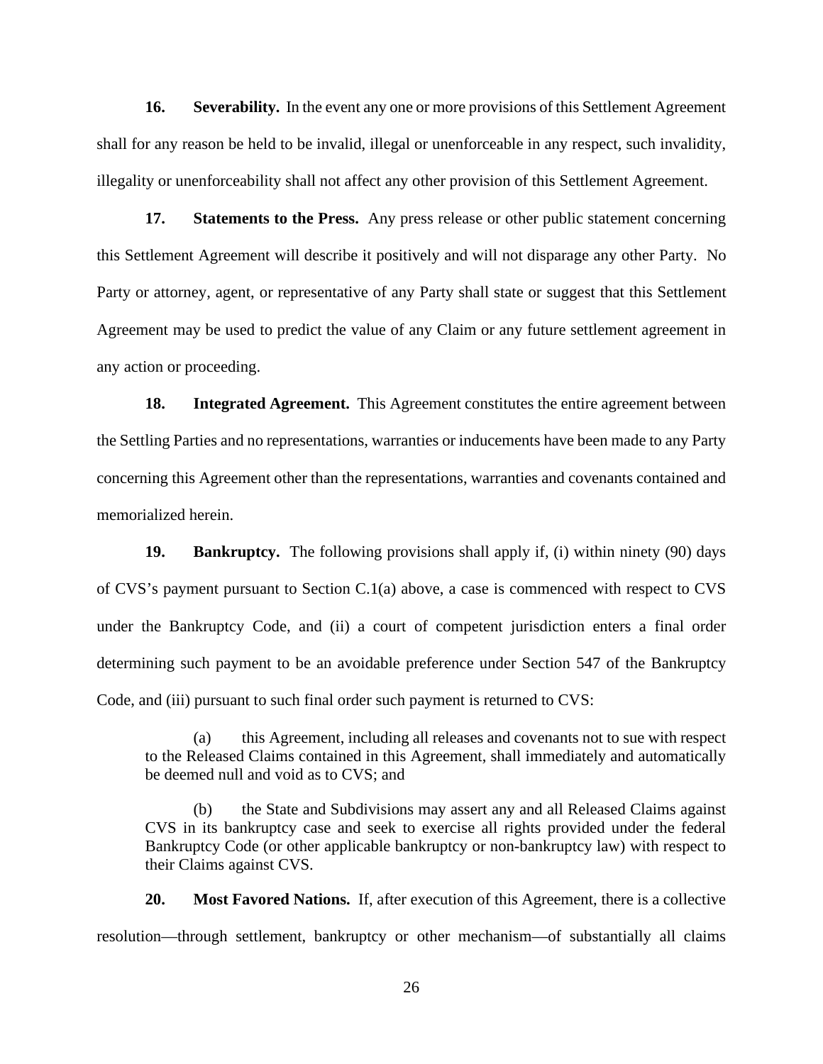**16. Severability.** In the event any one or more provisions of this Settlement Agreement shall for any reason be held to be invalid, illegal or unenforceable in any respect, such invalidity, illegality or unenforceability shall not affect any other provision of this Settlement Agreement.

**17. Statements to the Press.** Any press release or other public statement concerning this Settlement Agreement will describe it positively and will not disparage any other Party. No Party or attorney, agent, or representative of any Party shall state or suggest that this Settlement Agreement may be used to predict the value of any Claim or any future settlement agreement in any action or proceeding.

**18. Integrated Agreement.** This Agreement constitutes the entire agreement between the Settling Parties and no representations, warranties or inducements have been made to any Party concerning this Agreement other than the representations, warranties and covenants contained and memorialized herein.

**19. Bankruptcy.** The following provisions shall apply if, (i) within ninety (90) days of CVS's payment pursuant to Section C.1(a) above, a case is commenced with respect to CVS under the Bankruptcy Code, and (ii) a court of competent jurisdiction enters a final order determining such payment to be an avoidable preference under Section 547 of the Bankruptcy Code, and (iii) pursuant to such final order such payment is returned to CVS:

(a) this Agreement, including all releases and covenants not to sue with respect to the Released Claims contained in this Agreement, shall immediately and automatically be deemed null and void as to CVS; and

(b) the State and Subdivisions may assert any and all Released Claims against CVS in its bankruptcy case and seek to exercise all rights provided under the federal Bankruptcy Code (or other applicable bankruptcy or non-bankruptcy law) with respect to their Claims against CVS.

**20. Most Favored Nations.** If, after execution of this Agreement, there is a collective resolution—through settlement, bankruptcy or other mechanism—of substantially all claims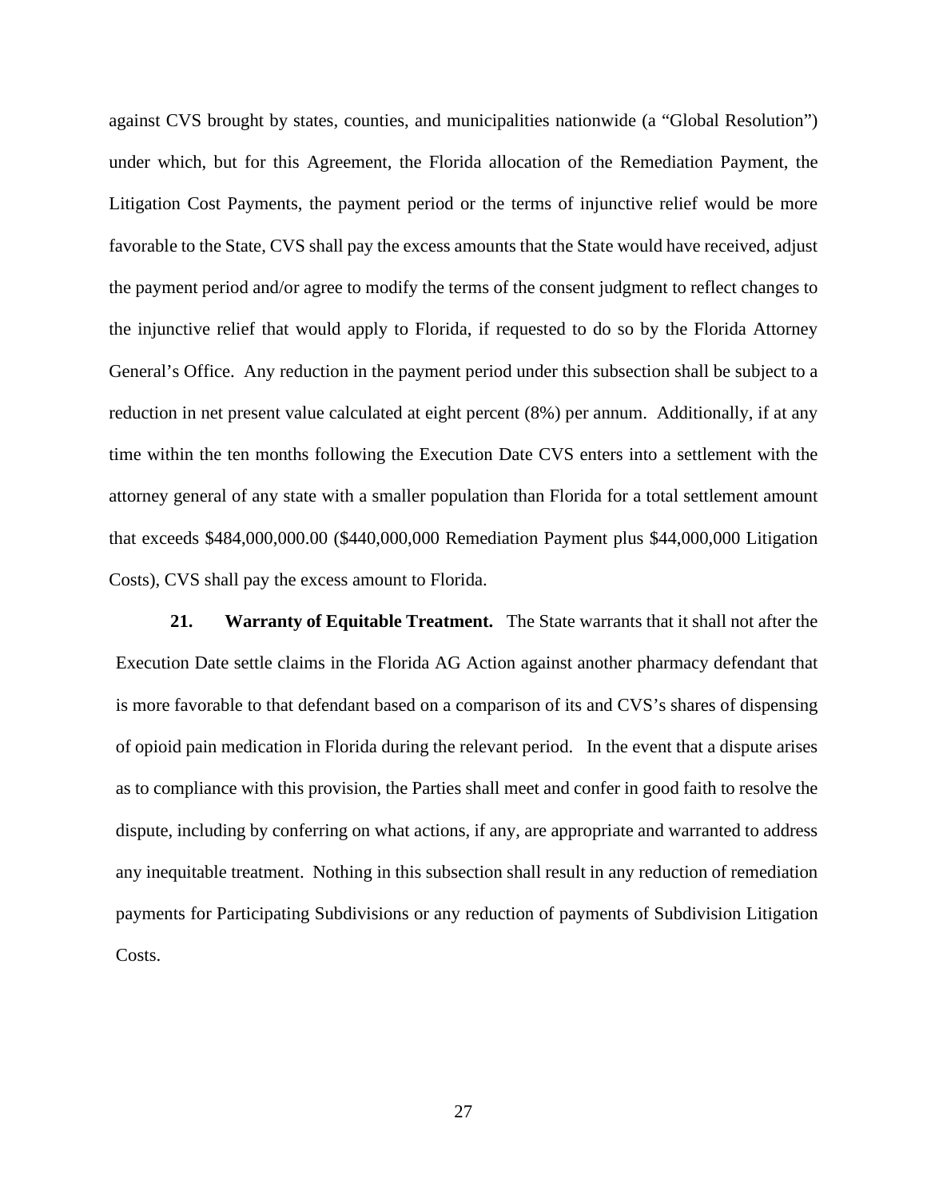against CVS brought by states, counties, and municipalities nationwide (a "Global Resolution") under which, but for this Agreement, the Florida allocation of the Remediation Payment, the Litigation Cost Payments, the payment period or the terms of injunctive relief would be more favorable to the State, CVS shall pay the excess amounts that the State would have received, adjust the payment period and/or agree to modify the terms of the consent judgment to reflect changes to the injunctive relief that would apply to Florida, if requested to do so by the Florida Attorney General's Office. Any reduction in the payment period under this subsection shall be subject to a reduction in net present value calculated at eight percent (8%) per annum. Additionally, if at any time within the ten months following the Execution Date CVS enters into a settlement with the attorney general of any state with a smaller population than Florida for a total settlement amount that exceeds $484,000,000.00 ($440,000,000 Remediation Payment plus $44,000,000 Litigation Costs), CVS shall pay the excess amount to Florida.

**21. Warranty of Equitable Treatment.** The State warrants that it shall not after the Execution Date settle claims in the Florida AG Action against another pharmacy defendant that is more favorable to that defendant based on a comparison of its and CVS's shares of dispensing of opioid pain medication in Florida during the relevant period. In the event that a dispute arises as to compliance with this provision, the Parties shall meet and confer in good faith to resolve the dispute, including by conferring on what actions, if any, are appropriate and warranted to address any inequitable treatment. Nothing in this subsection shall result in any reduction of remediation payments for Participating Subdivisions or any reduction of payments of Subdivision Litigation Costs.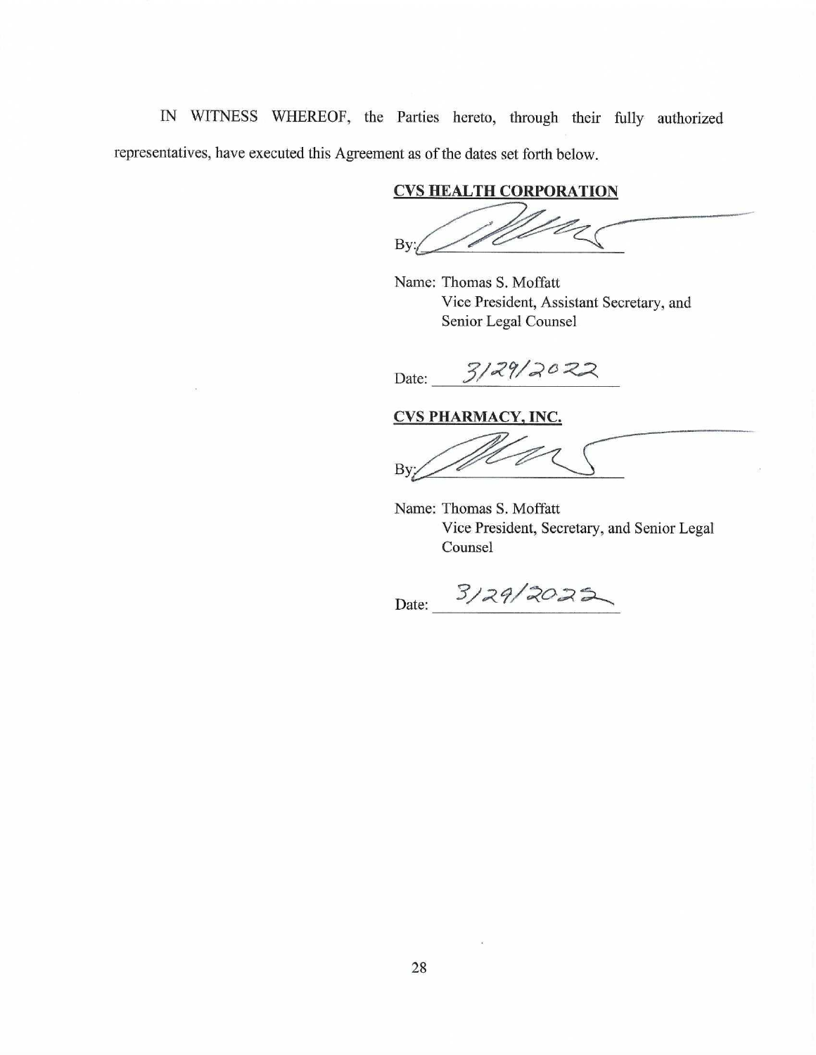IN WITNESS WHEREOF, the Parties hereto, through their fully authorized representatives, have executed this Agreement as of the dates set forth below.

**CVS HEALTH CORPORATION**

By: ______________________

Name: Thomas S. Moffatt
Vice President, Assistant Secretary, and Senior Legal Counsel

Date: 3/29/2022

**CVS PHARMACY, INC.**

By: ______________________

Name: Thomas S. Moffatt
Vice President, Secretary, and Senior Legal Counsel

Date: 3/29/2022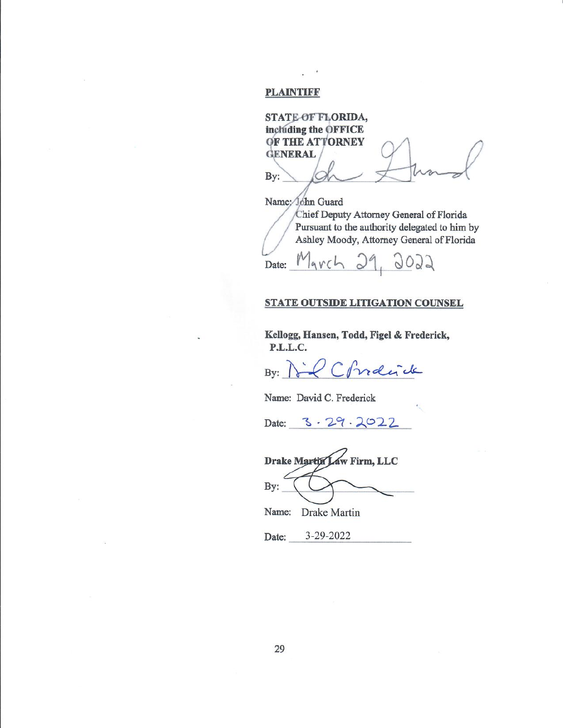**PLAINTIFF**

**STATE OF FLORIDA, including the OFFICE OF THE ATTORNEY GENERAL**

By: ______________________

Name: John Guard
Chief Deputy Attorney General of Florida
Pursuant to the authority delegated to him by Ashley Moody, Attorney General of Florida

Date: March 29, 2022

**STATE OUTSIDE LITIGATION COUNSEL**

**Kellogg, Hansen, Todd, Figel & Frederick, P.L.L.C.**

By: ______________________

Name: David C. Frederick

Date: 3 · 29 · 2022

**Drake Martin Law Firm, LLC**

By: ______________________

Name: Drake Martin

Date: 3-29-2022